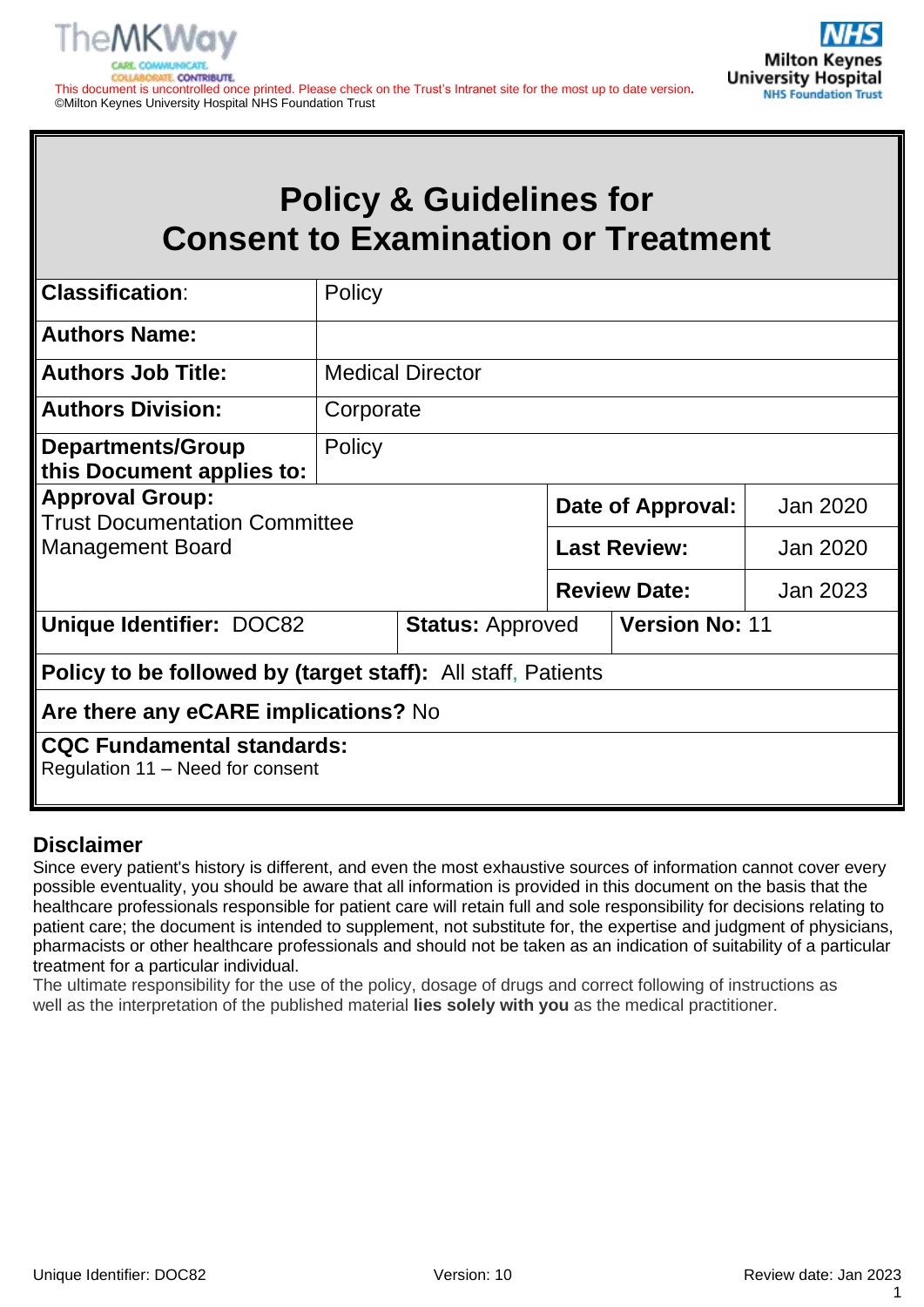This document is uncontrolled once printed. Please check on the Trust's Intranet site for the most up to date version.
©Milton Keynes University Hospital NHS Foundation Trust

# Policy & Guidelines for Consent to Examination or Treatment

| | | | |
|---|---|---|---|
| **Classification**: | Policy | | |
| **Authors Name:** | | | |
| **Authors Job Title:** | Medical Director | | |
| **Authors Division:** | Corporate | | |
| **Departments/Group this Document applies to:** | Policy | | |
| **Approval Group:** Trust Documentation Committee Management Board | | **Date of Approval:** | Jan 2020 |
| | | **Last Review:** | Jan 2020 |
| | | **Review Date:** | Jan 2023 |
| **Unique Identifier:** DOC82 | **Status:** Approved | **Version No:** 11 | |
| **Policy to be followed by (target staff):** All staff, Patients | | | |
| **Are there any eCARE implications?** No | | | |
| **CQC Fundamental standards:** Regulation 11 – Need for consent | | | |

## Disclaimer

Since every patient's history is different, and even the most exhaustive sources of information cannot cover every possible eventuality, you should be aware that all information is provided in this document on the basis that the healthcare professionals responsible for patient care will retain full and sole responsibility for decisions relating to patient care; the document is intended to supplement, not substitute for, the expertise and judgment of physicians, pharmacists or other healthcare professionals and should not be taken as an indication of suitability of a particular treatment for a particular individual.

The ultimate responsibility for the use of the policy, dosage of drugs and correct following of instructions as well as the interpretation of the published material **lies solely with you** as the medical practitioner.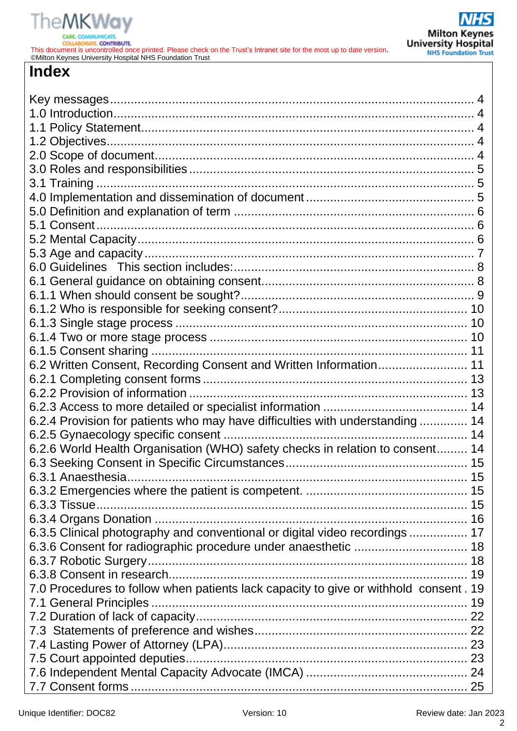# Index

Key messages........................................................................................... 4
1.0 Introduction......................................................................................... 4
1.1 Policy Statement.................................................................................. 4
1.2 Objectives............................................................................................ 4
2.0 Scope of document.............................................................................. 4
3.0 Roles and responsibilities .................................................................... 5
3.1 Training ............................................................................................... 5
4.0 Implementation and dissemination of document ................................. 5
5.0 Definition and explanation of term ...................................................... 6
5.1 Consent................................................................................................ 6
5.2 Mental Capacity................................................................................... 6
5.3 Age and capacity.................................................................................. 7
6.0 Guidelines   This section includes:...................................................... 8
6.1 General guidance on obtaining consent............................................... 8
6.1.1 When should consent be sought?..................................................... 9
6.1.2 Who is responsible for seeking consent?....................................... 10
6.1.3 Single stage process ...................................................................... 10
6.1.4 Two or more stage process ............................................................ 10
6.1.5 Consent sharing ............................................................................. 11
6.2 Written Consent, Recording Consent and Written Information.......................... 11
6.2.1 Completing consent forms ............................................................. 13
6.2.2 Provision of information ................................................................. 13
6.2.3 Access to more detailed or specialist information .......................... 14
6.2.4 Provision for patients who may have difficulties with understanding ............. 14
6.2.5 Gynaecology specific consent ....................................................... 14
6.2.6 World Health Organisation (WHO) safety checks in relation to consent......... 14
6.3 Seeking Consent in Specific Circumstances....................................... 15
6.3.1 Anaesthesia.................................................................................... 15
6.3.2 Emergencies where the patient is competent. ................................ 15
6.3.3 Tissue............................................................................................. 15
6.3.4 Organs Donation ............................................................................ 16
6.3.5 Clinical photography and conventional or digital video recordings ................ 17
6.3.6 Consent for radiographic procedure under anaesthetic ................................. 18
6.3.7 Robotic Surgery.............................................................................. 18
6.3.8 Consent in research........................................................................ 19
7.0 Procedures to follow when patients lack capacity to give or withhold consent . 19
7.1 General Principles ............................................................................. 19
7.2 Duration of lack of capacity................................................................ 22
7.3 Statements of preference and wishes................................................ 22
7.4 Lasting Power of Attorney (LPA)........................................................ 23
7.5 Court appointed deputies................................................................... 23
7.6 Independent Mental Capacity Advocate (IMCA) ................................ 24
7.7 Consent forms ................................................................................... 25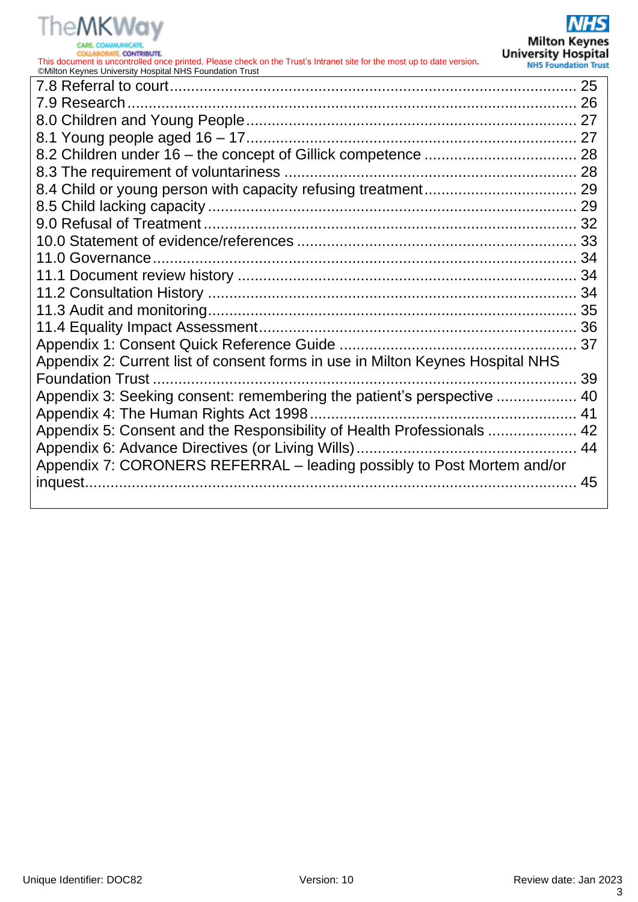7.8 Referral to court ........................................................................................ 25
7.9 Research ...................................................................................................... 26
8.0 Children and Young People ............................................................................ 27
8.1 Young people aged 16 – 17 ............................................................................ 27
8.2 Children under 16 – the concept of Gillick competence .................................. 28
8.3 The requirement of voluntariness .................................................................. 28
8.4 Child or young person with capacity refusing treatment .................................. 29
8.5 Child lacking capacity .................................................................................... 29
9.0 Refusal of Treatment ..................................................................................... 32
10.0 Statement of evidence/references ................................................................ 33
11.0 Governance ................................................................................................. 34
11.1 Document review history ............................................................................. 34
11.2 Consultation History .................................................................................... 34
11.3 Audit and monitoring .................................................................................... 35
11.4 Equality Impact Assessment ......................................................................... 36
Appendix 1: Consent Quick Reference Guide ...................................................... 37
Appendix 2: Current list of consent forms in use in Milton Keynes Hospital NHS Foundation Trust ................................................................................................. 39
Appendix 3: Seeking consent: remembering the patient's perspective .................. 40
Appendix 4: The Human Rights Act 1998 ............................................................. 41
Appendix 5: Consent and the Responsibility of Health Professionals .................... 42
Appendix 6: Advance Directives (or Living Wills) .................................................. 44
Appendix 7: CORONERS REFERRAL – leading possibly to Post Mortem and/or inquest ................................................................................................................ 45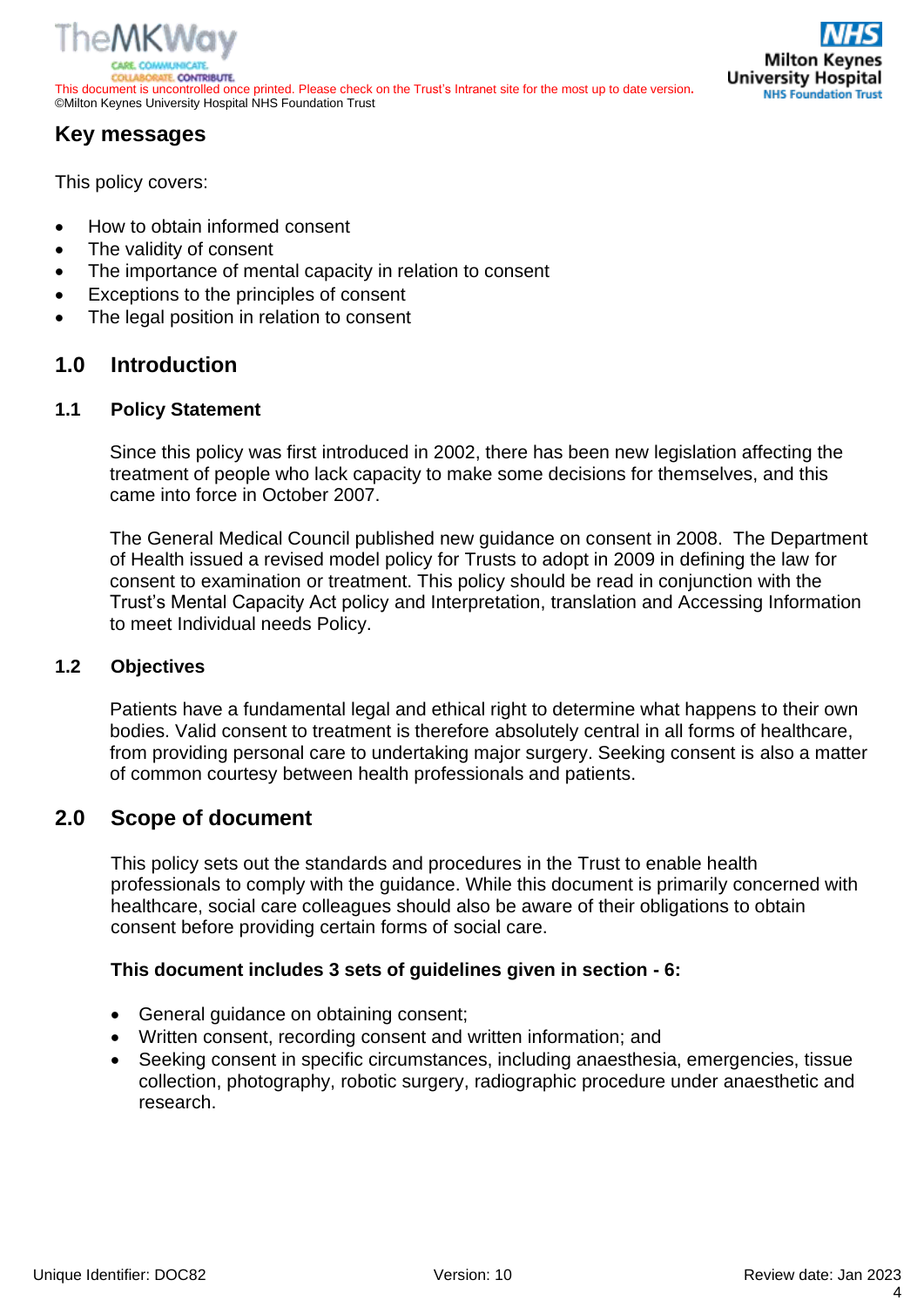## Key messages

This policy covers:

- How to obtain informed consent
- The validity of consent
- The importance of mental capacity in relation to consent
- Exceptions to the principles of consent
- The legal position in relation to consent

## 1.0 Introduction

### 1.1 Policy Statement

Since this policy was first introduced in 2002, there has been new legislation affecting the treatment of people who lack capacity to make some decisions for themselves, and this came into force in October 2007.

The General Medical Council published new guidance on consent in 2008. The Department of Health issued a revised model policy for Trusts to adopt in 2009 in defining the law for consent to examination or treatment. This policy should be read in conjunction with the Trust's Mental Capacity Act policy and Interpretation, translation and Accessing Information to meet Individual needs Policy.

### 1.2 Objectives

Patients have a fundamental legal and ethical right to determine what happens to their own bodies. Valid consent to treatment is therefore absolutely central in all forms of healthcare, from providing personal care to undertaking major surgery. Seeking consent is also a matter of common courtesy between health professionals and patients.

## 2.0 Scope of document

This policy sets out the standards and procedures in the Trust to enable health professionals to comply with the guidance. While this document is primarily concerned with healthcare, social care colleagues should also be aware of their obligations to obtain consent before providing certain forms of social care.

**This document includes 3 sets of guidelines given in section - 6:**

- General guidance on obtaining consent;
- Written consent, recording consent and written information; and
- Seeking consent in specific circumstances, including anaesthesia, emergencies, tissue collection, photography, robotic surgery, radiographic procedure under anaesthetic and research.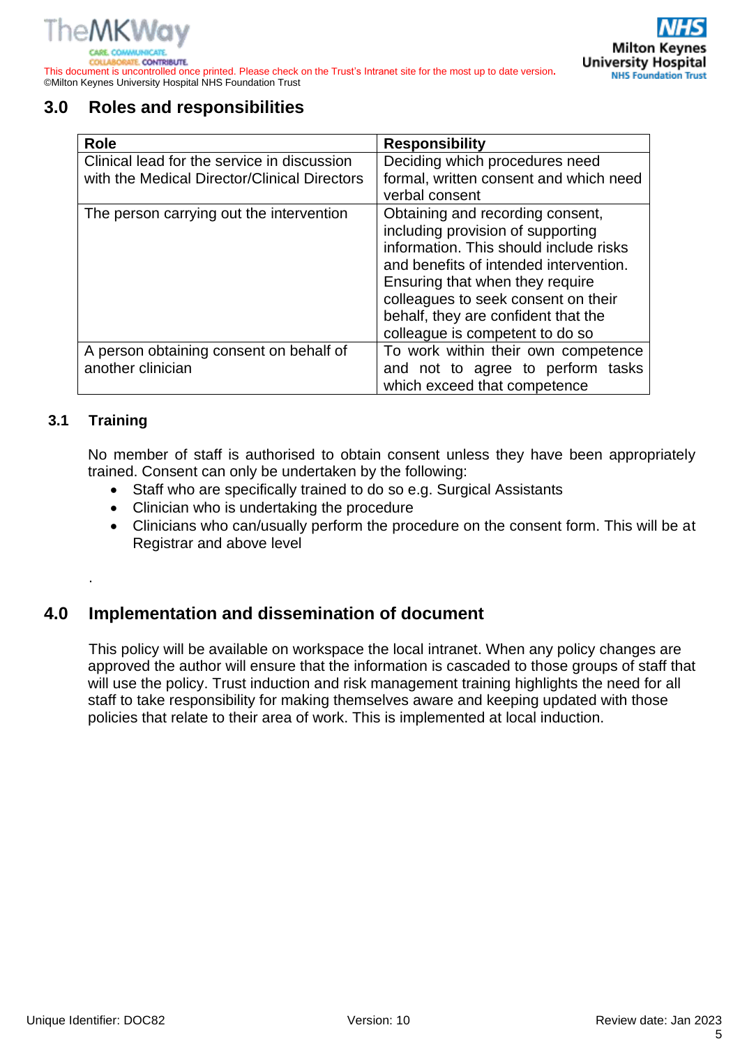## 3.0 Roles and responsibilities

| Role | Responsibility |
|---|---|
| Clinical lead for the service in discussion with the Medical Director/Clinical Directors | Deciding which procedures need formal, written consent and which need verbal consent |
| The person carrying out the intervention | Obtaining and recording consent, including provision of supporting information. This should include risks and benefits of intended intervention. Ensuring that when they require colleagues to seek consent on their behalf, they are confident that the colleague is competent to do so |
| A person obtaining consent on behalf of another clinician | To work within their own competence and not to agree to perform tasks which exceed that competence |

### 3.1 Training

No member of staff is authorised to obtain consent unless they have been appropriately trained. Consent can only be undertaken by the following:

- Staff who are specifically trained to do so e.g. Surgical Assistants
- Clinician who is undertaking the procedure
- Clinicians who can/usually perform the procedure on the consent form. This will be at Registrar and above level

.

## 4.0 Implementation and dissemination of document

This policy will be available on workspace the local intranet. When any policy changes are approved the author will ensure that the information is cascaded to those groups of staff that will use the policy. Trust induction and risk management training highlights the need for all staff to take responsibility for making themselves aware and keeping updated with those policies that relate to their area of work. This is implemented at local induction.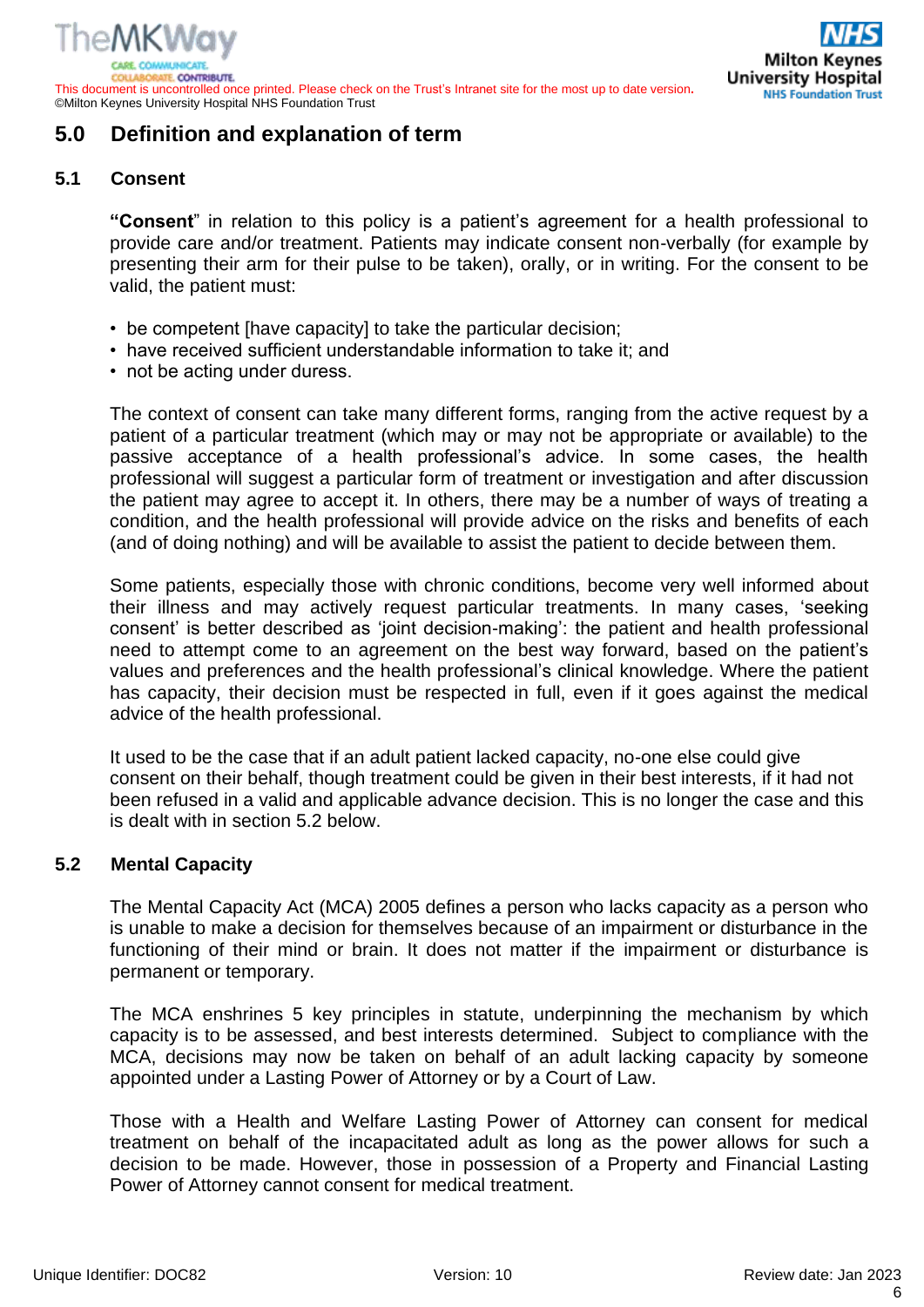## 5.0 Definition and explanation of term

### 5.1 Consent

**"Consent"** in relation to this policy is a patient's agreement for a health professional to provide care and/or treatment. Patients may indicate consent non-verbally (for example by presenting their arm for their pulse to be taken), orally, or in writing. For the consent to be valid, the patient must:

- be competent [have capacity] to take the particular decision;
- have received sufficient understandable information to take it; and
- not be acting under duress.

The context of consent can take many different forms, ranging from the active request by a patient of a particular treatment (which may or may not be appropriate or available) to the passive acceptance of a health professional's advice. In some cases, the health professional will suggest a particular form of treatment or investigation and after discussion the patient may agree to accept it. In others, there may be a number of ways of treating a condition, and the health professional will provide advice on the risks and benefits of each (and of doing nothing) and will be available to assist the patient to decide between them.

Some patients, especially those with chronic conditions, become very well informed about their illness and may actively request particular treatments. In many cases, 'seeking consent' is better described as 'joint decision-making': the patient and health professional need to attempt come to an agreement on the best way forward, based on the patient's values and preferences and the health professional's clinical knowledge. Where the patient has capacity, their decision must be respected in full, even if it goes against the medical advice of the health professional.

It used to be the case that if an adult patient lacked capacity, no-one else could give consent on their behalf, though treatment could be given in their best interests, if it had not been refused in a valid and applicable advance decision. This is no longer the case and this is dealt with in section 5.2 below.

### 5.2 Mental Capacity

The Mental Capacity Act (MCA) 2005 defines a person who lacks capacity as a person who is unable to make a decision for themselves because of an impairment or disturbance in the functioning of their mind or brain. It does not matter if the impairment or disturbance is permanent or temporary.

The MCA enshrines 5 key principles in statute, underpinning the mechanism by which capacity is to be assessed, and best interests determined. Subject to compliance with the MCA, decisions may now be taken on behalf of an adult lacking capacity by someone appointed under a Lasting Power of Attorney or by a Court of Law.

Those with a Health and Welfare Lasting Power of Attorney can consent for medical treatment on behalf of the incapacitated adult as long as the power allows for such a decision to be made. However, those in possession of a Property and Financial Lasting Power of Attorney cannot consent for medical treatment.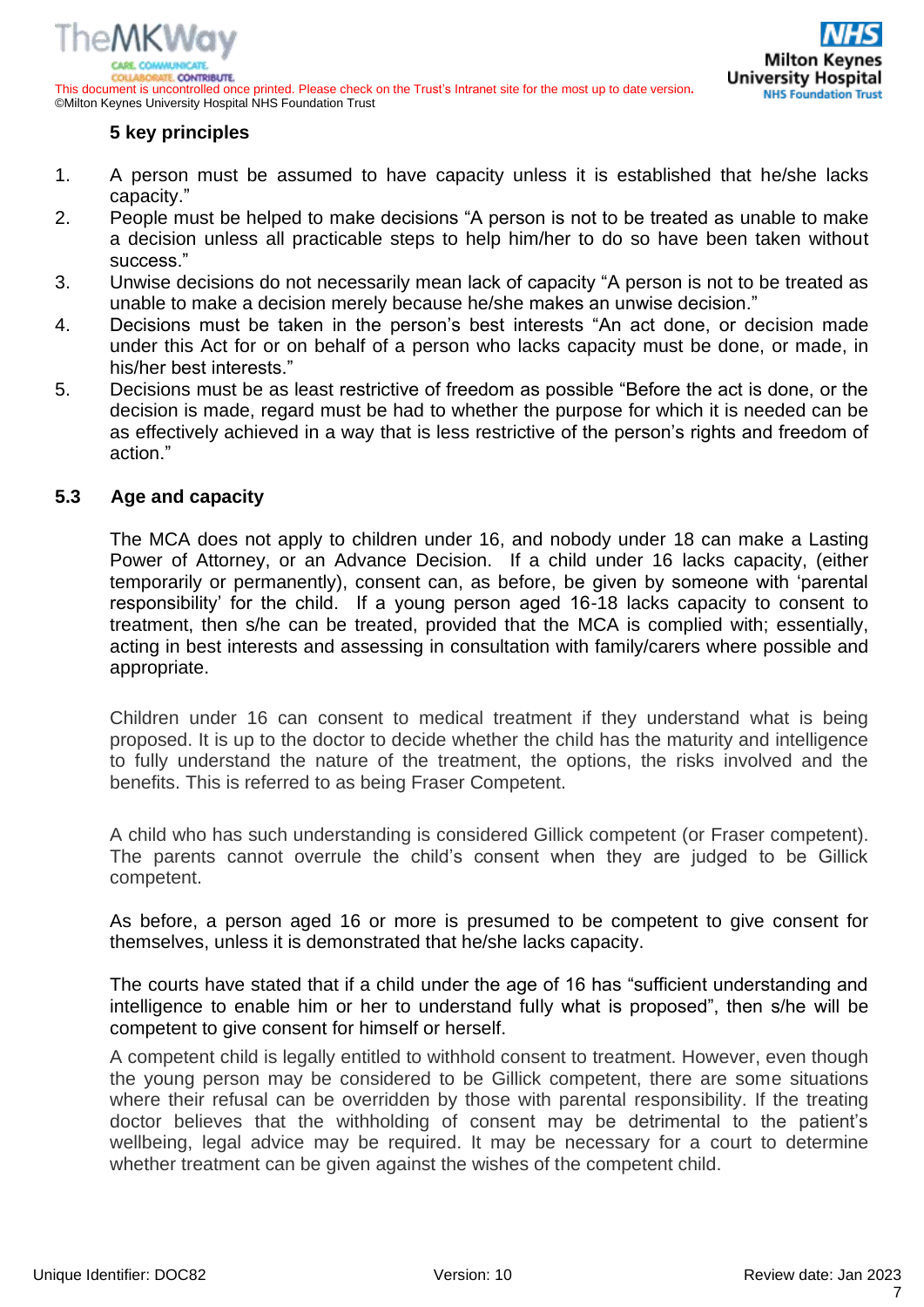**5 key principles**

1. A person must be assumed to have capacity unless it is established that he/she lacks capacity."
2. People must be helped to make decisions "A person is not to be treated as unable to make a decision unless all practicable steps to help him/her to do so have been taken without success."
3. Unwise decisions do not necessarily mean lack of capacity "A person is not to be treated as unable to make a decision merely because he/she makes an unwise decision."
4. Decisions must be taken in the person's best interests "An act done, or decision made under this Act for or on behalf of a person who lacks capacity must be done, or made, in his/her best interests."
5. Decisions must be as least restrictive of freedom as possible "Before the act is done, or the decision is made, regard must be had to whether the purpose for which it is needed can be as effectively achieved in a way that is less restrictive of the person's rights and freedom of action."

## 5.3 Age and capacity

The MCA does not apply to children under 16, and nobody under 18 can make a Lasting Power of Attorney, or an Advance Decision. If a child under 16 lacks capacity, (either temporarily or permanently), consent can, as before, be given by someone with 'parental responsibility' for the child. If a young person aged 16-18 lacks capacity to consent to treatment, then s/he can be treated, provided that the MCA is complied with; essentially, acting in best interests and assessing in consultation with family/carers where possible and appropriate.

Children under 16 can consent to medical treatment if they understand what is being proposed. It is up to the doctor to decide whether the child has the maturity and intelligence to fully understand the nature of the treatment, the options, the risks involved and the benefits. This is referred to as being Fraser Competent.

A child who has such understanding is considered Gillick competent (or Fraser competent). The parents cannot overrule the child's consent when they are judged to be Gillick competent.

As before, a person aged 16 or more is presumed to be competent to give consent for themselves, unless it is demonstrated that he/she lacks capacity.

The courts have stated that if a child under the age of 16 has "sufficient understanding and intelligence to enable him or her to understand fully what is proposed", then s/he will be competent to give consent for himself or herself.

A competent child is legally entitled to withhold consent to treatment. However, even though the young person may be considered to be Gillick competent, there are some situations where their refusal can be overridden by those with parental responsibility. If the treating doctor believes that the withholding of consent may be detrimental to the patient's wellbeing, legal advice may be required. It may be necessary for a court to determine whether treatment can be given against the wishes of the competent child.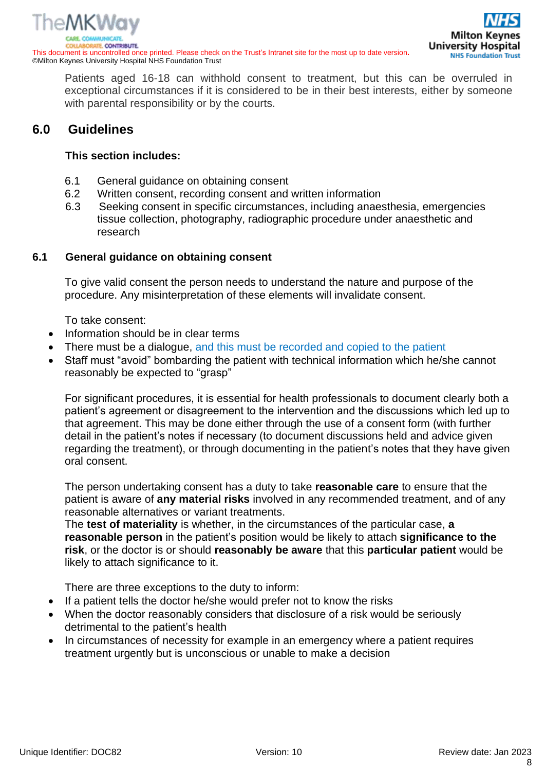Patients aged 16-18 can withhold consent to treatment, but this can be overruled in exceptional circumstances if it is considered to be in their best interests, either by someone with parental responsibility or by the courts.

## 6.0 Guidelines

**This section includes:**

6.1 General guidance on obtaining consent
6.2 Written consent, recording consent and written information
6.3 Seeking consent in specific circumstances, including anaesthesia, emergencies tissue collection, photography, radiographic procedure under anaesthetic and research

### 6.1 General guidance on obtaining consent

To give valid consent the person needs to understand the nature and purpose of the procedure. Any misinterpretation of these elements will invalidate consent.

To take consent:

- Information should be in clear terms
- There must be a dialogue, and this must be recorded and copied to the patient
- Staff must "avoid" bombarding the patient with technical information which he/she cannot reasonably be expected to "grasp"

For significant procedures, it is essential for health professionals to document clearly both a patient's agreement or disagreement to the intervention and the discussions which led up to that agreement. This may be done either through the use of a consent form (with further detail in the patient's notes if necessary (to document discussions held and advice given regarding the treatment), or through documenting in the patient's notes that they have given oral consent.

The person undertaking consent has a duty to take **reasonable care** to ensure that the patient is aware of **any material risks** involved in any recommended treatment, and of any reasonable alternatives or variant treatments.
The **test of materiality** is whether, in the circumstances of the particular case, **a reasonable person** in the patient's position would be likely to attach **significance to the risk**, or the doctor is or should **reasonably be aware** that this **particular patient** would be likely to attach significance to it.

There are three exceptions to the duty to inform:

- If a patient tells the doctor he/she would prefer not to know the risks
- When the doctor reasonably considers that disclosure of a risk would be seriously detrimental to the patient's health
- In circumstances of necessity for example in an emergency where a patient requires treatment urgently but is unconscious or unable to make a decision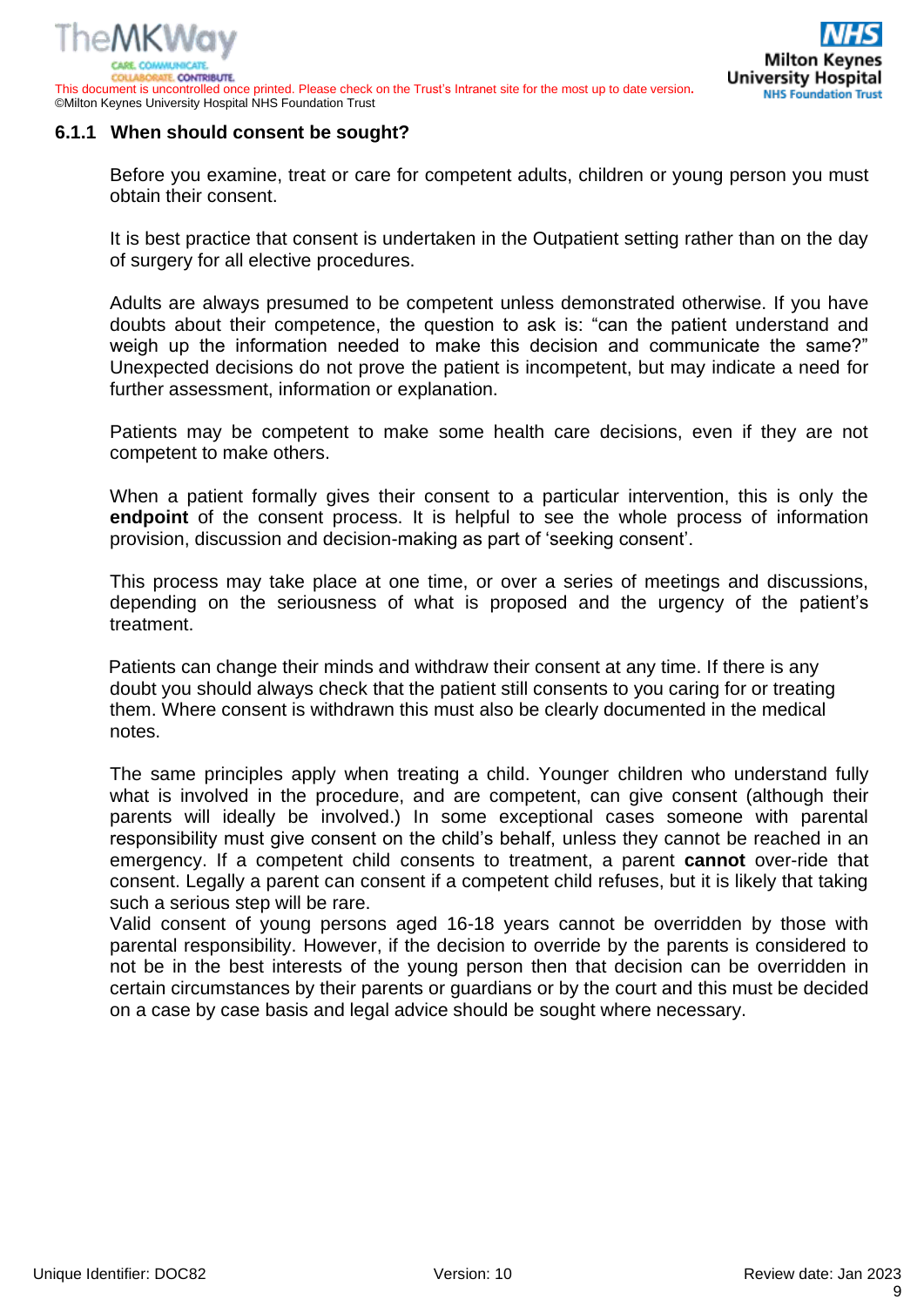### 6.1.1 When should consent be sought?

Before you examine, treat or care for competent adults, children or young person you must obtain their consent.

It is best practice that consent is undertaken in the Outpatient setting rather than on the day of surgery for all elective procedures.

Adults are always presumed to be competent unless demonstrated otherwise. If you have doubts about their competence, the question to ask is: "can the patient understand and weigh up the information needed to make this decision and communicate the same?" Unexpected decisions do not prove the patient is incompetent, but may indicate a need for further assessment, information or explanation.

Patients may be competent to make some health care decisions, even if they are not competent to make others.

When a patient formally gives their consent to a particular intervention, this is only the **endpoint** of the consent process. It is helpful to see the whole process of information provision, discussion and decision-making as part of 'seeking consent'.

This process may take place at one time, or over a series of meetings and discussions, depending on the seriousness of what is proposed and the urgency of the patient's treatment.

Patients can change their minds and withdraw their consent at any time. If there is any doubt you should always check that the patient still consents to you caring for or treating them. Where consent is withdrawn this must also be clearly documented in the medical notes.

The same principles apply when treating a child. Younger children who understand fully what is involved in the procedure, and are competent, can give consent (although their parents will ideally be involved.) In some exceptional cases someone with parental responsibility must give consent on the child's behalf, unless they cannot be reached in an emergency. If a competent child consents to treatment, a parent **cannot** over-ride that consent. Legally a parent can consent if a competent child refuses, but it is likely that taking such a serious step will be rare.
Valid consent of young persons aged 16-18 years cannot be overridden by those with parental responsibility. However, if the decision to override by the parents is considered to not be in the best interests of the young person then that decision can be overridden in certain circumstances by their parents or guardians or by the court and this must be decided on a case by case basis and legal advice should be sought where necessary.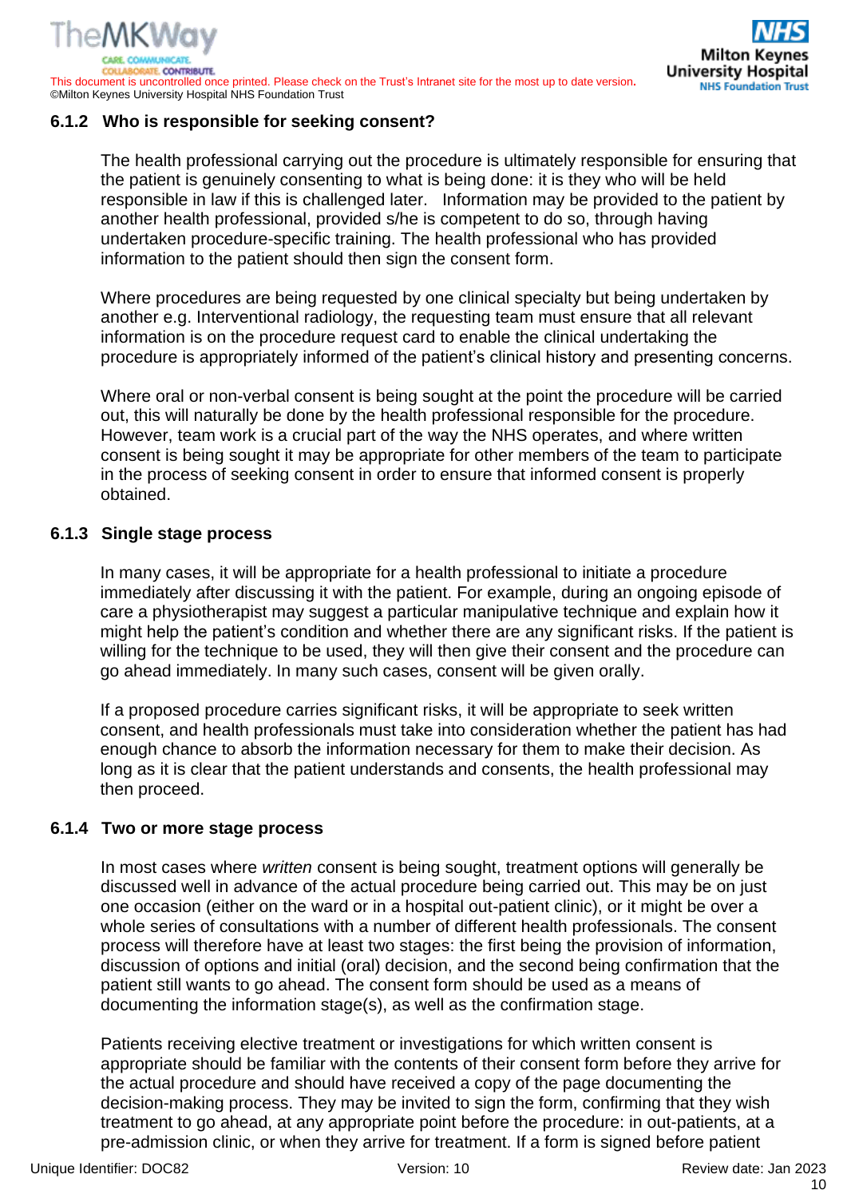### 6.1.2 Who is responsible for seeking consent?

The health professional carrying out the procedure is ultimately responsible for ensuring that the patient is genuinely consenting to what is being done: it is they who will be held responsible in law if this is challenged later. Information may be provided to the patient by another health professional, provided s/he is competent to do so, through having undertaken procedure-specific training. The health professional who has provided information to the patient should then sign the consent form.

Where procedures are being requested by one clinical specialty but being undertaken by another e.g. Interventional radiology, the requesting team must ensure that all relevant information is on the procedure request card to enable the clinical undertaking the procedure is appropriately informed of the patient's clinical history and presenting concerns.

Where oral or non-verbal consent is being sought at the point the procedure will be carried out, this will naturally be done by the health professional responsible for the procedure. However, team work is a crucial part of the way the NHS operates, and where written consent is being sought it may be appropriate for other members of the team to participate in the process of seeking consent in order to ensure that informed consent is properly obtained.

### 6.1.3 Single stage process

In many cases, it will be appropriate for a health professional to initiate a procedure immediately after discussing it with the patient. For example, during an ongoing episode of care a physiotherapist may suggest a particular manipulative technique and explain how it might help the patient's condition and whether there are any significant risks. If the patient is willing for the technique to be used, they will then give their consent and the procedure can go ahead immediately. In many such cases, consent will be given orally.

If a proposed procedure carries significant risks, it will be appropriate to seek written consent, and health professionals must take into consideration whether the patient has had enough chance to absorb the information necessary for them to make their decision. As long as it is clear that the patient understands and consents, the health professional may then proceed.

### 6.1.4 Two or more stage process

In most cases where *written* consent is being sought, treatment options will generally be discussed well in advance of the actual procedure being carried out. This may be on just one occasion (either on the ward or in a hospital out-patient clinic), or it might be over a whole series of consultations with a number of different health professionals. The consent process will therefore have at least two stages: the first being the provision of information, discussion of options and initial (oral) decision, and the second being confirmation that the patient still wants to go ahead. The consent form should be used as a means of documenting the information stage(s), as well as the confirmation stage.

Patients receiving elective treatment or investigations for which written consent is appropriate should be familiar with the contents of their consent form before they arrive for the actual procedure and should have received a copy of the page documenting the decision-making process. They may be invited to sign the form, confirming that they wish treatment to go ahead, at any appropriate point before the procedure: in out-patients, at a pre-admission clinic, or when they arrive for treatment. If a form is signed before patient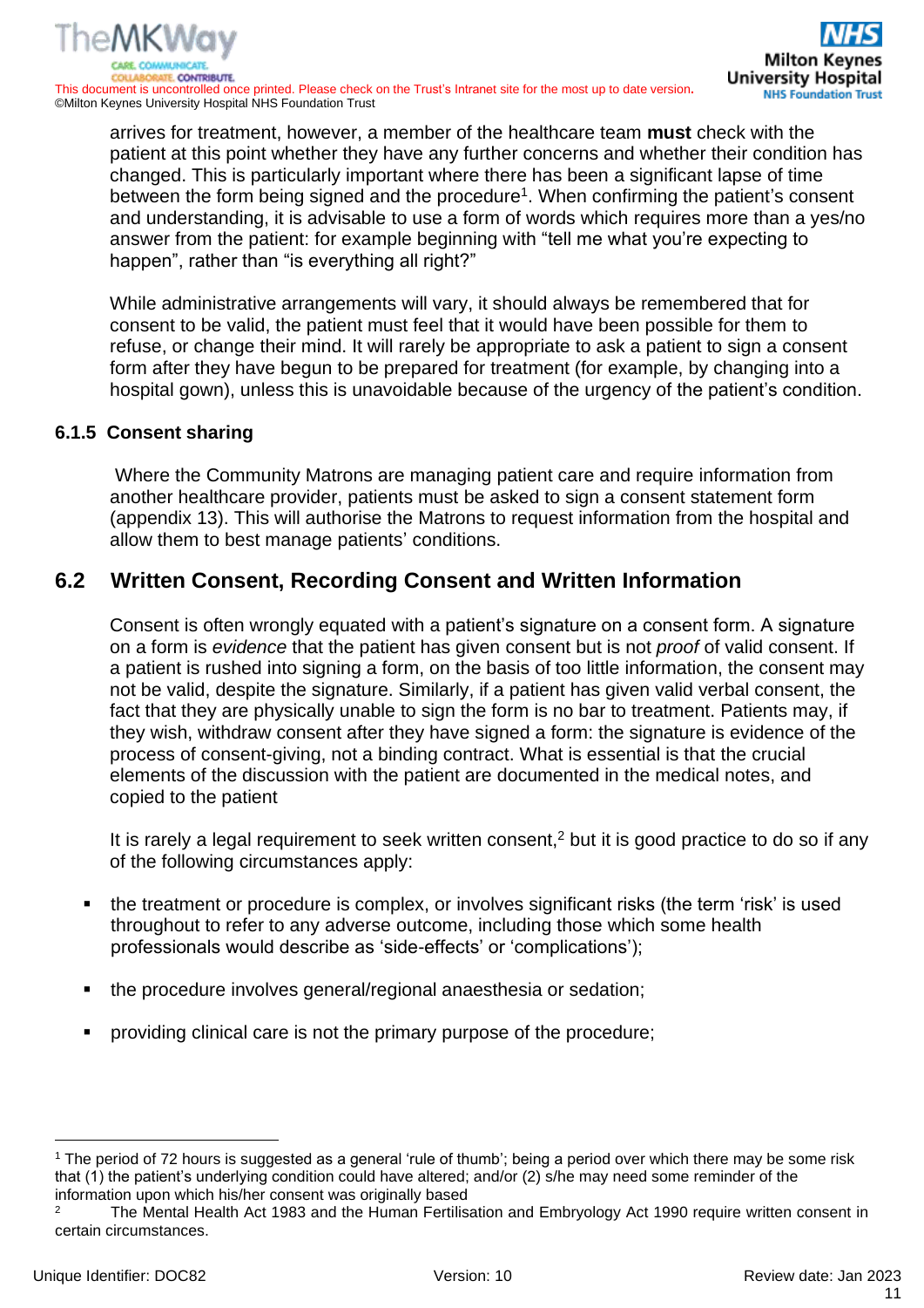arrives for treatment, however, a member of the healthcare team **must** check with the patient at this point whether they have any further concerns and whether their condition has changed. This is particularly important where there has been a significant lapse of time between the form being signed and the procedure[1]. When confirming the patient's consent and understanding, it is advisable to use a form of words which requires more than a yes/no answer from the patient: for example beginning with "tell me what you're expecting to happen", rather than "is everything all right?"

While administrative arrangements will vary, it should always be remembered that for consent to be valid, the patient must feel that it would have been possible for them to refuse, or change their mind. It will rarely be appropriate to ask a patient to sign a consent form after they have begun to be prepared for treatment (for example, by changing into a hospital gown), unless this is unavoidable because of the urgency of the patient's condition.

#### 6.1.5 Consent sharing

Where the Community Matrons are managing patient care and require information from another healthcare provider, patients must be asked to sign a consent statement form (appendix 13). This will authorise the Matrons to request information from the hospital and allow them to best manage patients' conditions.

### 6.2 Written Consent, Recording Consent and Written Information

Consent is often wrongly equated with a patient's signature on a consent form. A signature on a form is *evidence* that the patient has given consent but is not *proof* of valid consent. If a patient is rushed into signing a form, on the basis of too little information, the consent may not be valid, despite the signature. Similarly, if a patient has given valid verbal consent, the fact that they are physically unable to sign the form is no bar to treatment. Patients may, if they wish, withdraw consent after they have signed a form: the signature is evidence of the process of consent-giving, not a binding contract. What is essential is that the crucial elements of the discussion with the patient are documented in the medical notes, and copied to the patient

It is rarely a legal requirement to seek written consent,[2] but it is good practice to do so if any of the following circumstances apply:

- the treatment or procedure is complex, or involves significant risks (the term 'risk' is used throughout to refer to any adverse outcome, including those which some health professionals would describe as 'side-effects' or 'complications');
- the procedure involves general/regional anaesthesia or sedation;
- providing clinical care is not the primary purpose of the procedure;

---

[1] The period of 72 hours is suggested as a general 'rule of thumb'; being a period over which there may be some risk that (1) the patient's underlying condition could have altered; and/or (2) s/he may need some reminder of the information upon which his/her consent was originally based

[2] The Mental Health Act 1983 and the Human Fertilisation and Embryology Act 1990 require written consent in certain circumstances.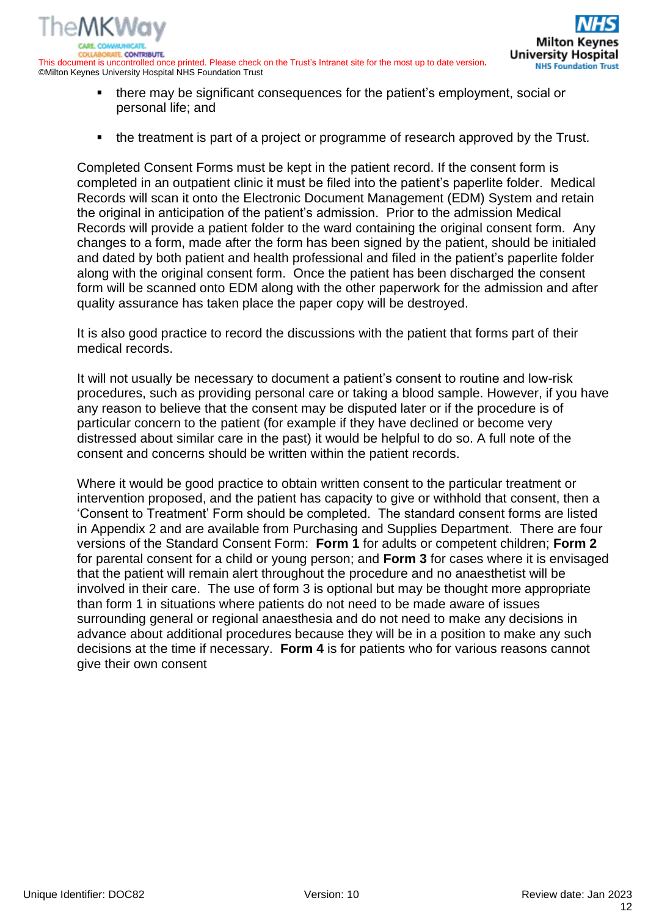- there may be significant consequences for the patient's employment, social or personal life; and

- the treatment is part of a project or programme of research approved by the Trust.

Completed Consent Forms must be kept in the patient record. If the consent form is completed in an outpatient clinic it must be filed into the patient's paperlite folder. Medical Records will scan it onto the Electronic Document Management (EDM) System and retain the original in anticipation of the patient's admission. Prior to the admission Medical Records will provide a patient folder to the ward containing the original consent form. Any changes to a form, made after the form has been signed by the patient, should be initialled and dated by both patient and health professional and filed in the patient's paperlite folder along with the original consent form. Once the patient has been discharged the consent form will be scanned onto EDM along with the other paperwork for the admission and after quality assurance has taken place the paper copy will be destroyed.

It is also good practice to record the discussions with the patient that forms part of their medical records.

It will not usually be necessary to document a patient's consent to routine and low-risk procedures, such as providing personal care or taking a blood sample. However, if you have any reason to believe that the consent may be disputed later or if the procedure is of particular concern to the patient (for example if they have declined or become very distressed about similar care in the past) it would be helpful to do so. A full note of the consent and concerns should be written within the patient records.

Where it would be good practice to obtain written consent to the particular treatment or intervention proposed, and the patient has capacity to give or withhold that consent, then a 'Consent to Treatment' Form should be completed. The standard consent forms are listed in Appendix 2 and are available from Purchasing and Supplies Department. There are four versions of the Standard Consent Form: **Form 1** for adults or competent children; **Form 2** for parental consent for a child or young person; and **Form 3** for cases where it is envisaged that the patient will remain alert throughout the procedure and no anaesthetist will be involved in their care. The use of form 3 is optional but may be thought more appropriate than form 1 in situations where patients do not need to be made aware of issues surrounding general or regional anaesthesia and do not need to make any decisions in advance about additional procedures because they will be in a position to make any such decisions at the time if necessary. **Form 4** is for patients who for various reasons cannot give their own consent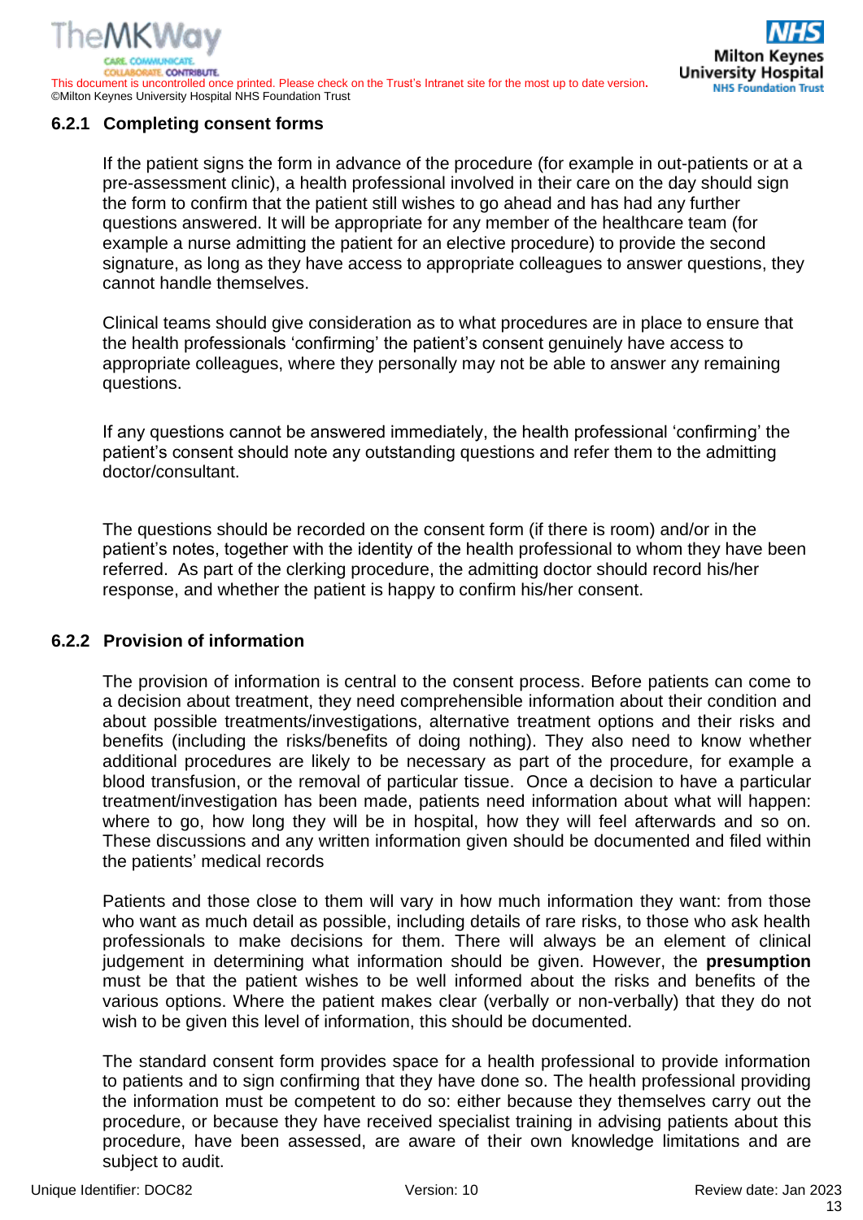### 6.2.1 Completing consent forms

If the patient signs the form in advance of the procedure (for example in out-patients or at a pre-assessment clinic), a health professional involved in their care on the day should sign the form to confirm that the patient still wishes to go ahead and has had any further questions answered. It will be appropriate for any member of the healthcare team (for example a nurse admitting the patient for an elective procedure) to provide the second signature, as long as they have access to appropriate colleagues to answer questions, they cannot handle themselves.

Clinical teams should give consideration as to what procedures are in place to ensure that the health professionals 'confirming' the patient's consent genuinely have access to appropriate colleagues, where they personally may not be able to answer any remaining questions.

If any questions cannot be answered immediately, the health professional 'confirming' the patient's consent should note any outstanding questions and refer them to the admitting doctor/consultant.

The questions should be recorded on the consent form (if there is room) and/or in the patient's notes, together with the identity of the health professional to whom they have been referred. As part of the clerking procedure, the admitting doctor should record his/her response, and whether the patient is happy to confirm his/her consent.

### 6.2.2 Provision of information

The provision of information is central to the consent process. Before patients can come to a decision about treatment, they need comprehensible information about their condition and about possible treatments/investigations, alternative treatment options and their risks and benefits (including the risks/benefits of doing nothing). They also need to know whether additional procedures are likely to be necessary as part of the procedure, for example a blood transfusion, or the removal of particular tissue. Once a decision to have a particular treatment/investigation has been made, patients need information about what will happen: where to go, how long they will be in hospital, how they will feel afterwards and so on. These discussions and any written information given should be documented and filed within the patients' medical records

Patients and those close to them will vary in how much information they want: from those who want as much detail as possible, including details of rare risks, to those who ask health professionals to make decisions for them. There will always be an element of clinical judgement in determining what information should be given. However, the **presumption** must be that the patient wishes to be well informed about the risks and benefits of the various options. Where the patient makes clear (verbally or non-verbally) that they do not wish to be given this level of information, this should be documented.

The standard consent form provides space for a health professional to provide information to patients and to sign confirming that they have done so. The health professional providing the information must be competent to do so: either because they themselves carry out the procedure, or because they have received specialist training in advising patients about this procedure, have been assessed, are aware of their own knowledge limitations and are subject to audit.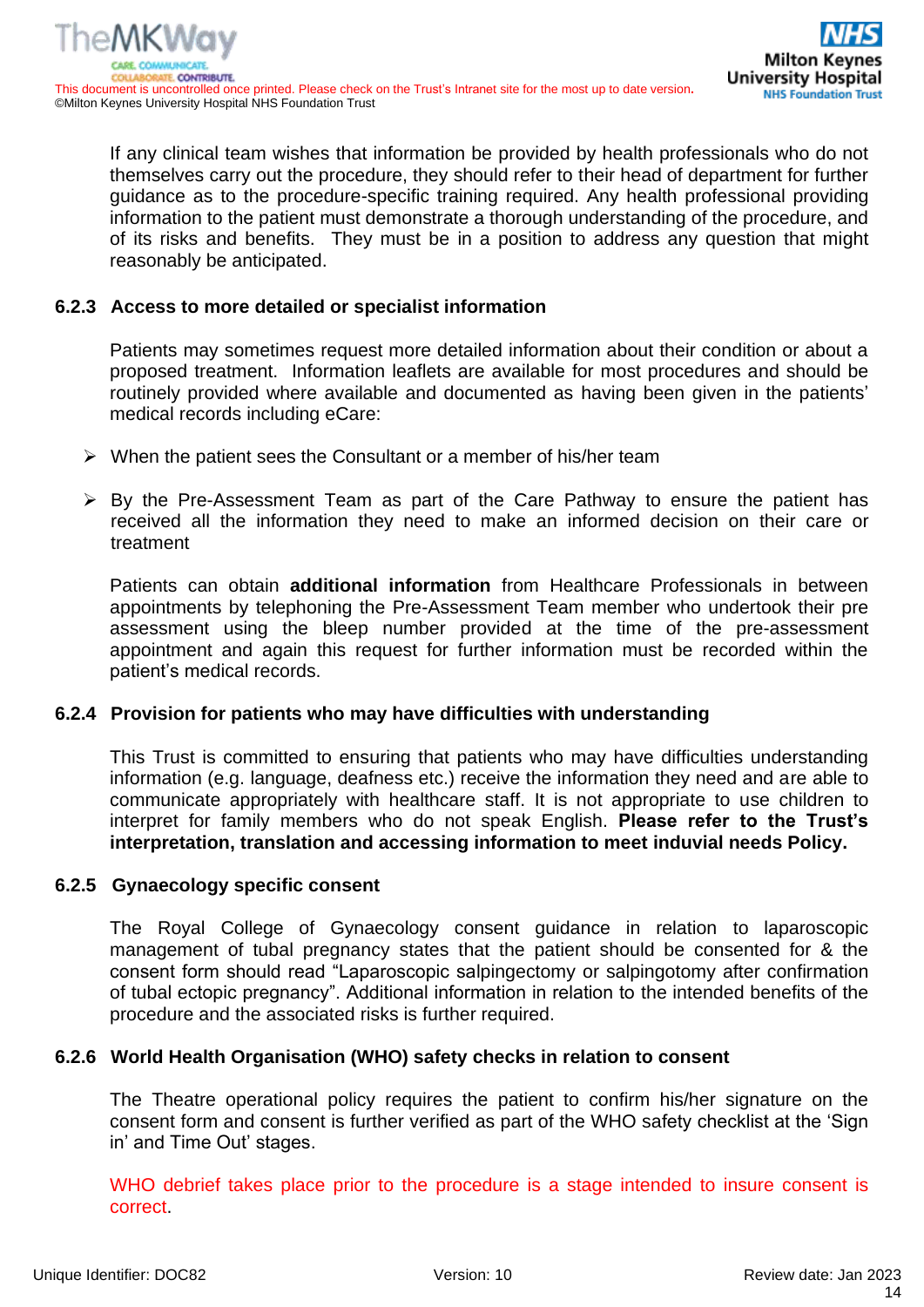If any clinical team wishes that information be provided by health professionals who do not themselves carry out the procedure, they should refer to their head of department for further guidance as to the procedure-specific training required. Any health professional providing information to the patient must demonstrate a thorough understanding of the procedure, and of its risks and benefits. They must be in a position to address any question that might reasonably be anticipated.

### 6.2.3 Access to more detailed or specialist information

Patients may sometimes request more detailed information about their condition or about a proposed treatment. Information leaflets are available for most procedures and should be routinely provided where available and documented as having been given in the patients' medical records including eCare:

- When the patient sees the Consultant or a member of his/her team
- By the Pre-Assessment Team as part of the Care Pathway to ensure the patient has received all the information they need to make an informed decision on their care or treatment

Patients can obtain **additional information** from Healthcare Professionals in between appointments by telephoning the Pre-Assessment Team member who undertook their pre assessment using the bleep number provided at the time of the pre-assessment appointment and again this request for further information must be recorded within the patient's medical records.

### 6.2.4 Provision for patients who may have difficulties with understanding

This Trust is committed to ensuring that patients who may have difficulties understanding information (e.g. language, deafness etc.) receive the information they need and are able to communicate appropriately with healthcare staff. It is not appropriate to use children to interpret for family members who do not speak English. **Please refer to the Trust's interpretation, translation and accessing information to meet induvial needs Policy.**

### 6.2.5 Gynaecology specific consent

The Royal College of Gynaecology consent guidance in relation to laparoscopic management of tubal pregnancy states that the patient should be consented for & the consent form should read "Laparoscopic salpingectomy or salpingotomy after confirmation of tubal ectopic pregnancy". Additional information in relation to the intended benefits of the procedure and the associated risks is further required.

### 6.2.6 World Health Organisation (WHO) safety checks in relation to consent

The Theatre operational policy requires the patient to confirm his/her signature on the consent form and consent is further verified as part of the WHO safety checklist at the 'Sign in' and Time Out' stages.

WHO debrief takes place prior to the procedure is a stage intended to insure consent is correct.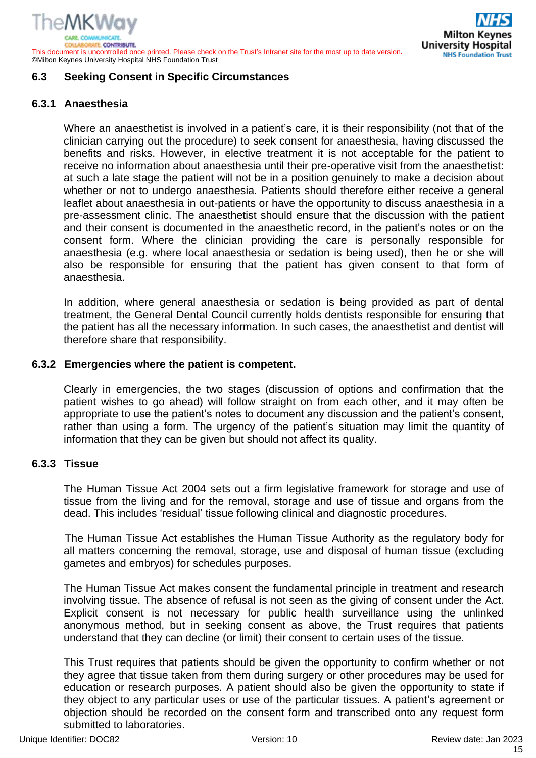## 6.3 Seeking Consent in Specific Circumstances

### 6.3.1 Anaesthesia

Where an anaesthetist is involved in a patient's care, it is their responsibility (not that of the clinician carrying out the procedure) to seek consent for anaesthesia, having discussed the benefits and risks. However, in elective treatment it is not acceptable for the patient to receive no information about anaesthesia until their pre-operative visit from the anaesthetist: at such a late stage the patient will not be in a position genuinely to make a decision about whether or not to undergo anaesthesia. Patients should therefore either receive a general leaflet about anaesthesia in out-patients or have the opportunity to discuss anaesthesia in a pre-assessment clinic. The anaesthetist should ensure that the discussion with the patient and their consent is documented in the anaesthetic record, in the patient's notes or on the consent form. Where the clinician providing the care is personally responsible for anaesthesia (e.g. where local anaesthesia or sedation is being used), then he or she will also be responsible for ensuring that the patient has given consent to that form of anaesthesia.

In addition, where general anaesthesia or sedation is being provided as part of dental treatment, the General Dental Council currently holds dentists responsible for ensuring that the patient has all the necessary information. In such cases, the anaesthetist and dentist will therefore share that responsibility.

### 6.3.2 Emergencies where the patient is competent.

Clearly in emergencies, the two stages (discussion of options and confirmation that the patient wishes to go ahead) will follow straight on from each other, and it may often be appropriate to use the patient's notes to document any discussion and the patient's consent, rather than using a form. The urgency of the patient's situation may limit the quantity of information that they can be given but should not affect its quality.

### 6.3.3 Tissue

The Human Tissue Act 2004 sets out a firm legislative framework for storage and use of tissue from the living and for the removal, storage and use of tissue and organs from the dead. This includes 'residual' tissue following clinical and diagnostic procedures.

The Human Tissue Act establishes the Human Tissue Authority as the regulatory body for all matters concerning the removal, storage, use and disposal of human tissue (excluding gametes and embryos) for schedules purposes.

The Human Tissue Act makes consent the fundamental principle in treatment and research involving tissue. The absence of refusal is not seen as the giving of consent under the Act. Explicit consent is not necessary for public health surveillance using the unlinked anonymous method, but in seeking consent as above, the Trust requires that patients understand that they can decline (or limit) their consent to certain uses of the tissue.

This Trust requires that patients should be given the opportunity to confirm whether or not they agree that tissue taken from them during surgery or other procedures may be used for education or research purposes. A patient should also be given the opportunity to state if they object to any particular uses or use of the particular tissues. A patient's agreement or objection should be recorded on the consent form and transcribed onto any request form submitted to laboratories.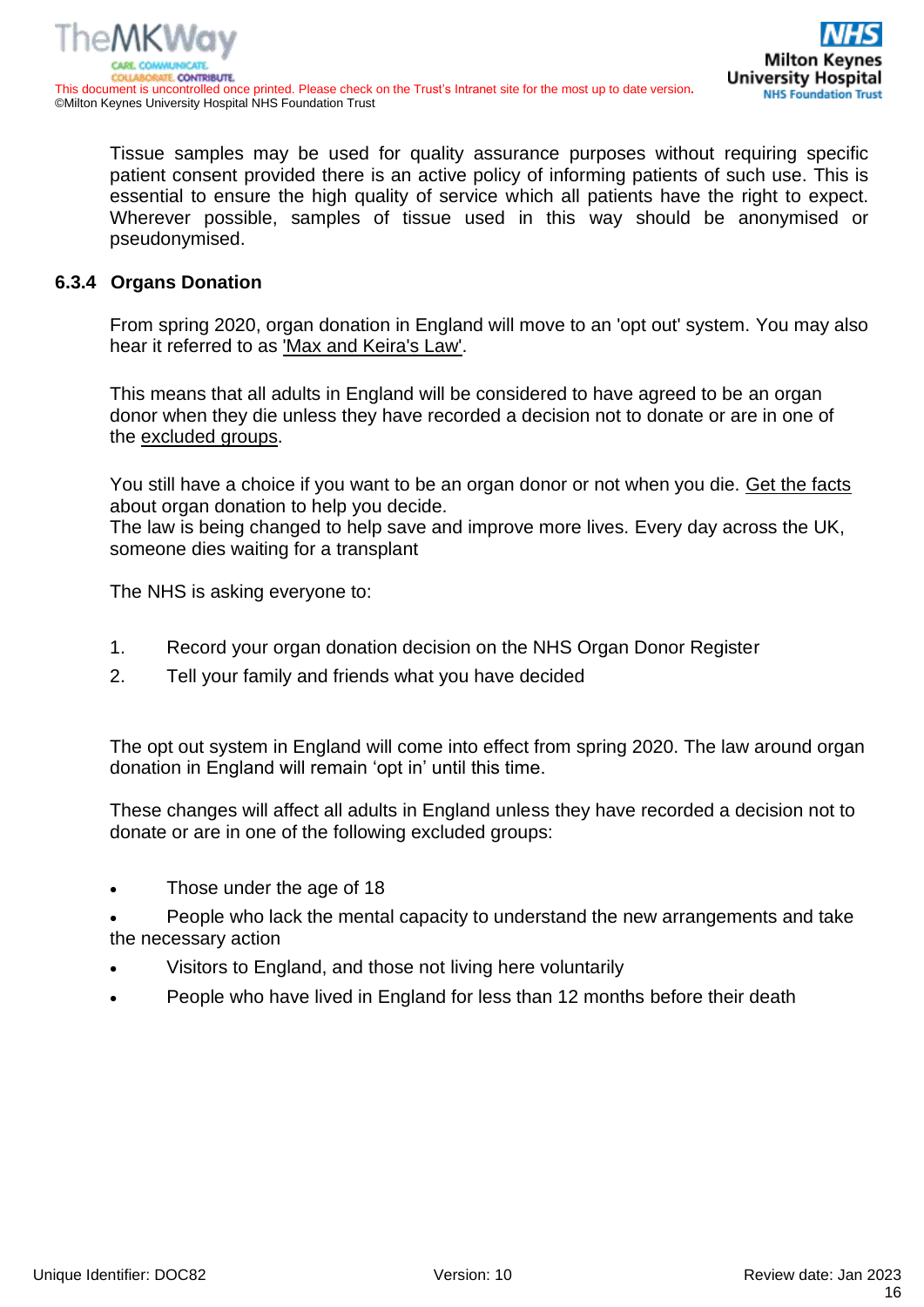Tissue samples may be used for quality assurance purposes without requiring specific patient consent provided there is an active policy of informing patients of such use. This is essential to ensure the high quality of service which all patients have the right to expect. Wherever possible, samples of tissue used in this way should be anonymised or pseudonymised.

### 6.3.4 Organs Donation

From spring 2020, organ donation in England will move to an 'opt out' system. You may also hear it referred to as 'Max and Keira's Law'.

This means that all adults in England will be considered to have agreed to be an organ donor when they die unless they have recorded a decision not to donate or are in one of the excluded groups.

You still have a choice if you want to be an organ donor or not when you die. Get the facts about organ donation to help you decide.
The law is being changed to help save and improve more lives. Every day across the UK, someone dies waiting for a transplant

The NHS is asking everyone to:

1. Record your organ donation decision on the NHS Organ Donor Register
2. Tell your family and friends what you have decided

The opt out system in England will come into effect from spring 2020. The law around organ donation in England will remain 'opt in' until this time.

These changes will affect all adults in England unless they have recorded a decision not to donate or are in one of the following excluded groups:

- Those under the age of 18
- People who lack the mental capacity to understand the new arrangements and take the necessary action
- Visitors to England, and those not living here voluntarily
- People who have lived in England for less than 12 months before their death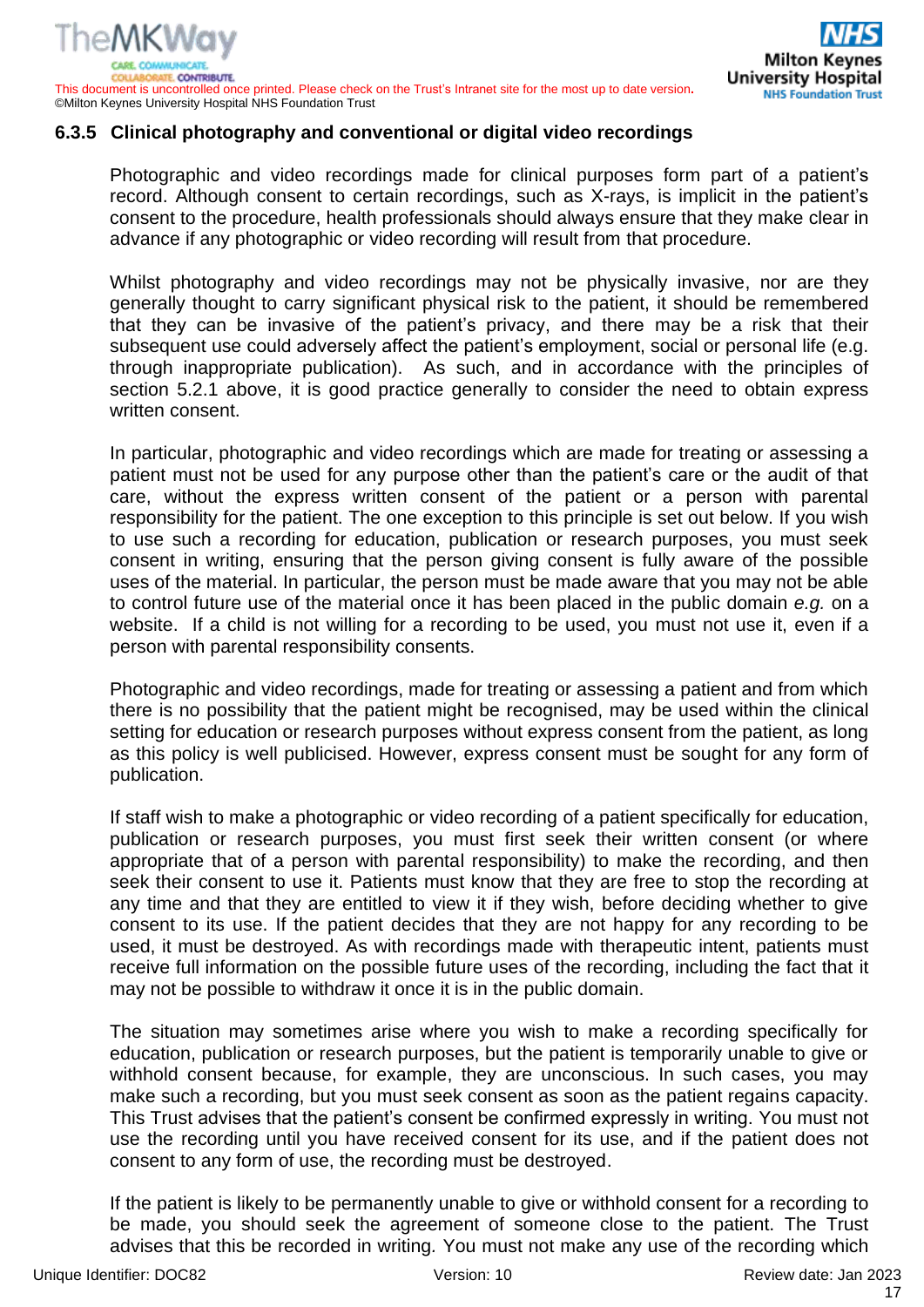### 6.3.5 Clinical photography and conventional or digital video recordings

Photographic and video recordings made for clinical purposes form part of a patient's record. Although consent to certain recordings, such as X-rays, is implicit in the patient's consent to the procedure, health professionals should always ensure that they make clear in advance if any photographic or video recording will result from that procedure.

Whilst photography and video recordings may not be physically invasive, nor are they generally thought to carry significant physical risk to the patient, it should be remembered that they can be invasive of the patient's privacy, and there may be a risk that their subsequent use could adversely affect the patient's employment, social or personal life (e.g. through inappropriate publication). As such, and in accordance with the principles of section 5.2.1 above, it is good practice generally to consider the need to obtain express written consent.

In particular, photographic and video recordings which are made for treating or assessing a patient must not be used for any purpose other than the patient's care or the audit of that care, without the express written consent of the patient or a person with parental responsibility for the patient. The one exception to this principle is set out below. If you wish to use such a recording for education, publication or research purposes, you must seek consent in writing, ensuring that the person giving consent is fully aware of the possible uses of the material. In particular, the person must be made aware that you may not be able to control future use of the material once it has been placed in the public domain *e.g.* on a website. If a child is not willing for a recording to be used, you must not use it, even if a person with parental responsibility consents.

Photographic and video recordings, made for treating or assessing a patient and from which there is no possibility that the patient might be recognised, may be used within the clinical setting for education or research purposes without express consent from the patient, as long as this policy is well publicised. However, express consent must be sought for any form of publication.

If staff wish to make a photographic or video recording of a patient specifically for education, publication or research purposes, you must first seek their written consent (or where appropriate that of a person with parental responsibility) to make the recording, and then seek their consent to use it. Patients must know that they are free to stop the recording at any time and that they are entitled to view it if they wish, before deciding whether to give consent to its use. If the patient decides that they are not happy for any recording to be used, it must be destroyed. As with recordings made with therapeutic intent, patients must receive full information on the possible future uses of the recording, including the fact that it may not be possible to withdraw it once it is in the public domain.

The situation may sometimes arise where you wish to make a recording specifically for education, publication or research purposes, but the patient is temporarily unable to give or withhold consent because, for example, they are unconscious. In such cases, you may make such a recording, but you must seek consent as soon as the patient regains capacity. This Trust advises that the patient's consent be confirmed expressly in writing. You must not use the recording until you have received consent for its use, and if the patient does not consent to any form of use, the recording must be destroyed.

If the patient is likely to be permanently unable to give or withhold consent for a recording to be made, you should seek the agreement of someone close to the patient. The Trust advises that this be recorded in writing. You must not make any use of the recording which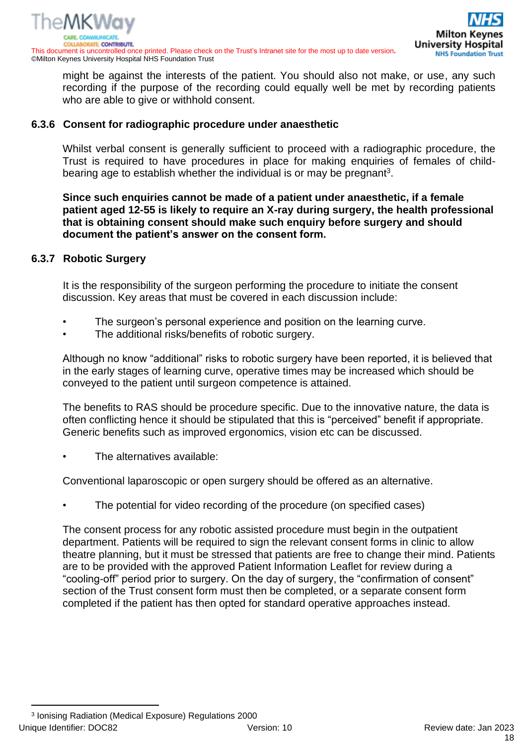might be against the interests of the patient. You should also not make, or use, any such recording if the purpose of the recording could equally well be met by recording patients who are able to give or withhold consent.

### 6.3.6 Consent for radiographic procedure under anaesthetic

Whilst verbal consent is generally sufficient to proceed with a radiographic procedure, the Trust is required to have procedures in place for making enquiries of females of child-bearing age to establish whether the individual is or may be pregnant[3].

**Since such enquiries cannot be made of a patient under anaesthetic, if a female patient aged 12-55 is likely to require an X-ray during surgery, the health professional that is obtaining consent should make such enquiry before surgery and should document the patient's answer on the consent form.**

### 6.3.7 Robotic Surgery

It is the responsibility of the surgeon performing the procedure to initiate the consent discussion. Key areas that must be covered in each discussion include:

- The surgeon's personal experience and position on the learning curve.
- The additional risks/benefits of robotic surgery.

Although no know "additional" risks to robotic surgery have been reported, it is believed that in the early stages of learning curve, operative times may be increased which should be conveyed to the patient until surgeon competence is attained.

The benefits to RAS should be procedure specific. Due to the innovative nature, the data is often conflicting hence it should be stipulated that this is "perceived" benefit if appropriate. Generic benefits such as improved ergonomics, vision etc can be discussed.

- The alternatives available:

Conventional laparoscopic or open surgery should be offered as an alternative.

- The potential for video recording of the procedure (on specified cases)

The consent process for any robotic assisted procedure must begin in the outpatient department. Patients will be required to sign the relevant consent forms in clinic to allow theatre planning, but it must be stressed that patients are free to change their mind. Patients are to be provided with the approved Patient Information Leaflet for review during a "cooling-off" period prior to surgery. On the day of surgery, the "confirmation of consent" section of the Trust consent form must then be completed, or a separate consent form completed if the patient has then opted for standard operative approaches instead.

---

[3] Ionising Radiation (Medical Exposure) Regulations 2000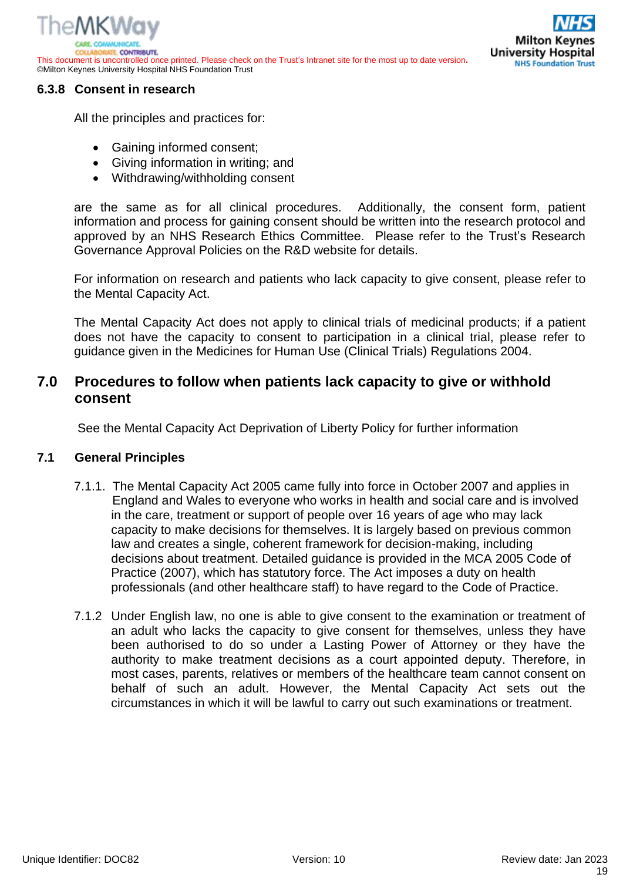### 6.3.8 Consent in research

All the principles and practices for:

- Gaining informed consent;
- Giving information in writing; and
- Withdrawing/withholding consent

are the same as for all clinical procedures. Additionally, the consent form, patient information and process for gaining consent should be written into the research protocol and approved by an NHS Research Ethics Committee. Please refer to the Trust's Research Governance Approval Policies on the R&D website for details.

For information on research and patients who lack capacity to give consent, please refer to the Mental Capacity Act.

The Mental Capacity Act does not apply to clinical trials of medicinal products; if a patient does not have the capacity to consent to participation in a clinical trial, please refer to guidance given in the Medicines for Human Use (Clinical Trials) Regulations 2004.

## 7.0 Procedures to follow when patients lack capacity to give or withhold consent

See the Mental Capacity Act Deprivation of Liberty Policy for further information

### 7.1 General Principles

7.1.1. The Mental Capacity Act 2005 came fully into force in October 2007 and applies in England and Wales to everyone who works in health and social care and is involved in the care, treatment or support of people over 16 years of age who may lack capacity to make decisions for themselves. It is largely based on previous common law and creates a single, coherent framework for decision-making, including decisions about treatment. Detailed guidance is provided in the MCA 2005 Code of Practice (2007), which has statutory force. The Act imposes a duty on health professionals (and other healthcare staff) to have regard to the Code of Practice.

7.1.2 Under English law, no one is able to give consent to the examination or treatment of an adult who lacks the capacity to give consent for themselves, unless they have been authorised to do so under a Lasting Power of Attorney or they have the authority to make treatment decisions as a court appointed deputy. Therefore, in most cases, parents, relatives or members of the healthcare team cannot consent on behalf of such an adult. However, the Mental Capacity Act sets out the circumstances in which it will be lawful to carry out such examinations or treatment.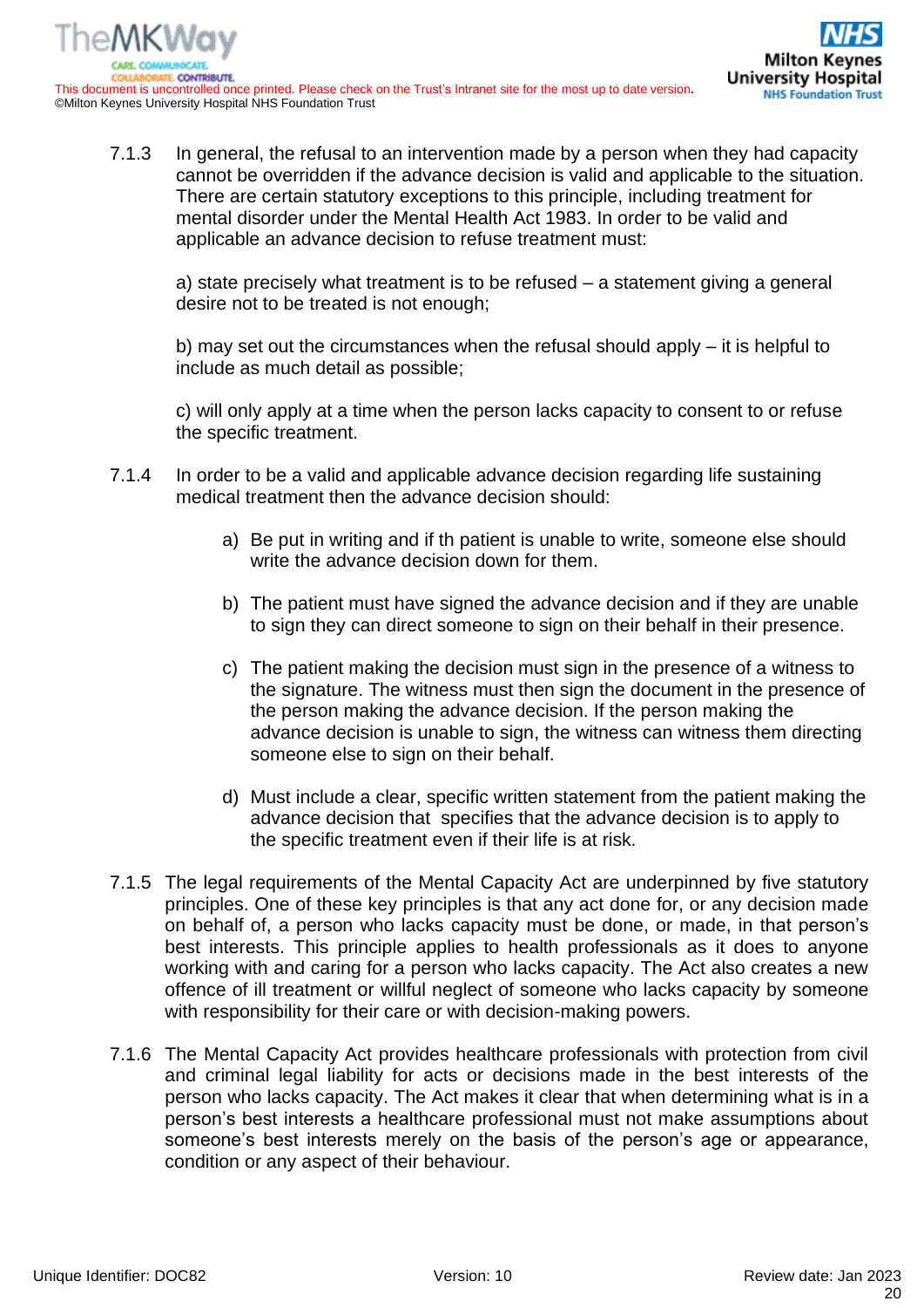7.1.3 In general, the refusal to an intervention made by a person when they had capacity cannot be overridden if the advance decision is valid and applicable to the situation. There are certain statutory exceptions to this principle, including treatment for mental disorder under the Mental Health Act 1983. In order to be valid and applicable an advance decision to refuse treatment must:

a) state precisely what treatment is to be refused – a statement giving a general desire not to be treated is not enough;

b) may set out the circumstances when the refusal should apply – it is helpful to include as much detail as possible;

c) will only apply at a time when the person lacks capacity to consent to or refuse the specific treatment.

7.1.4 In order to be a valid and applicable advance decision regarding life sustaining medical treatment then the advance decision should:

a) Be put in writing and if th patient is unable to write, someone else should write the advance decision down for them.

b) The patient must have signed the advance decision and if they are unable to sign they can direct someone to sign on their behalf in their presence.

c) The patient making the decision must sign in the presence of a witness to the signature. The witness must then sign the document in the presence of the person making the advance decision. If the person making the advance decision is unable to sign, the witness can witness them directing someone else to sign on their behalf.

d) Must include a clear, specific written statement from the patient making the advance decision that specifies that the advance decision is to apply to the specific treatment even if their life is at risk.

7.1.5 The legal requirements of the Mental Capacity Act are underpinned by five statutory principles. One of these key principles is that any act done for, or any decision made on behalf of, a person who lacks capacity must be done, or made, in that person's best interests. This principle applies to health professionals as it does to anyone working with and caring for a person who lacks capacity. The Act also creates a new offence of ill treatment or willful neglect of someone who lacks capacity by someone with responsibility for their care or with decision-making powers.

7.1.6 The Mental Capacity Act provides healthcare professionals with protection from civil and criminal legal liability for acts or decisions made in the best interests of the person who lacks capacity. The Act makes it clear that when determining what is in a person's best interests a healthcare professional must not make assumptions about someone's best interests merely on the basis of the person's age or appearance, condition or any aspect of their behaviour.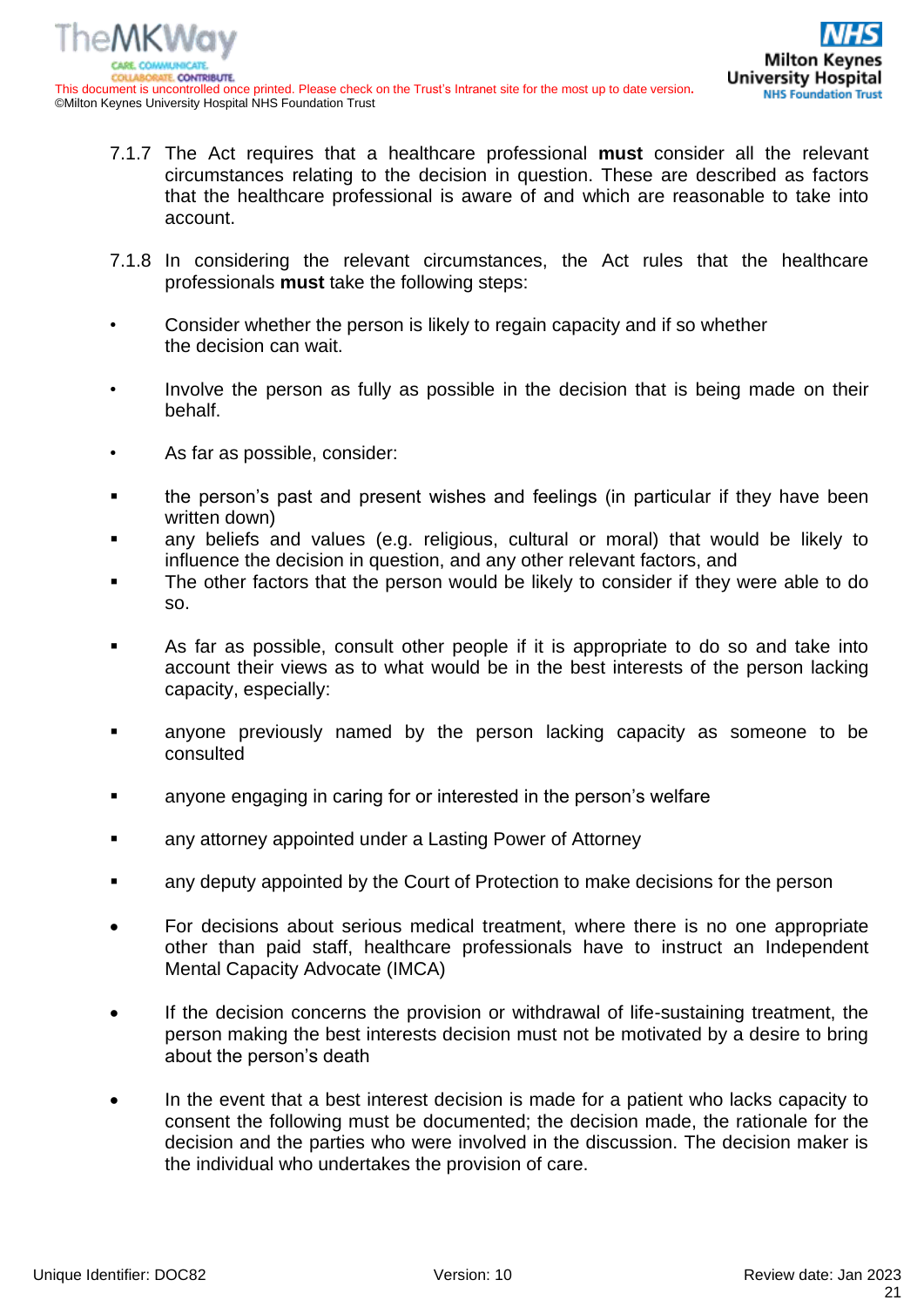7.1.7 The Act requires that a healthcare professional **must** consider all the relevant circumstances relating to the decision in question. These are described as factors that the healthcare professional is aware of and which are reasonable to take into account.

7.1.8 In considering the relevant circumstances, the Act rules that the healthcare professionals **must** take the following steps:

- Consider whether the person is likely to regain capacity and if so whether the decision can wait.

- Involve the person as fully as possible in the decision that is being made on their behalf.

- As far as possible, consider:

  - the person's past and present wishes and feelings (in particular if they have been written down)
  - any beliefs and values (e.g. religious, cultural or moral) that would be likely to influence the decision in question, and any other relevant factors, and
  - The other factors that the person would be likely to consider if they were able to do so.

  - As far as possible, consult other people if it is appropriate to do so and take into account their views as to what would be in the best interests of the person lacking capacity, especially:

  - anyone previously named by the person lacking capacity as someone to be consulted

  - anyone engaging in caring for or interested in the person's welfare

  - any attorney appointed under a Lasting Power of Attorney

  - any deputy appointed by the Court of Protection to make decisions for the person

- For decisions about serious medical treatment, where there is no one appropriate other than paid staff, healthcare professionals have to instruct an Independent Mental Capacity Advocate (IMCA)

- If the decision concerns the provision or withdrawal of life-sustaining treatment, the person making the best interests decision must not be motivated by a desire to bring about the person's death

- In the event that a best interest decision is made for a patient who lacks capacity to consent the following must be documented; the decision made, the rationale for the decision and the parties who were involved in the discussion. The decision maker is the individual who undertakes the provision of care.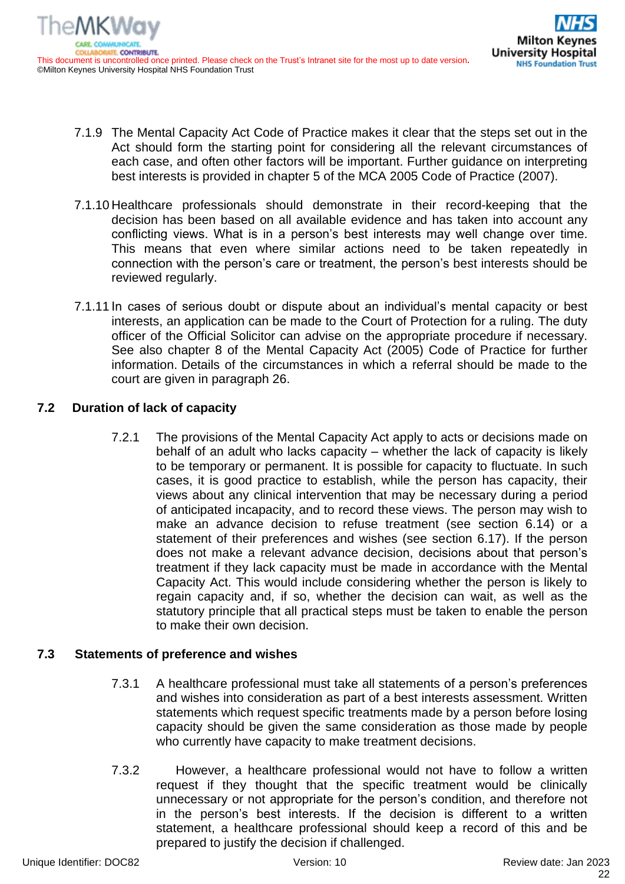7.1.9 The Mental Capacity Act Code of Practice makes it clear that the steps set out in the Act should form the starting point for considering all the relevant circumstances of each case, and often other factors will be important. Further guidance on interpreting best interests is provided in chapter 5 of the MCA 2005 Code of Practice (2007).

7.1.10 Healthcare professionals should demonstrate in their record-keeping that the decision has been based on all available evidence and has taken into account any conflicting views. What is in a person's best interests may well change over time. This means that even where similar actions need to be taken repeatedly in connection with the person's care or treatment, the person's best interests should be reviewed regularly.

7.1.11 In cases of serious doubt or dispute about an individual's mental capacity or best interests, an application can be made to the Court of Protection for a ruling. The duty officer of the Official Solicitor can advise on the appropriate procedure if necessary. See also chapter 8 of the Mental Capacity Act (2005) Code of Practice for further information. Details of the circumstances in which a referral should be made to the court are given in paragraph 26.

## 7.2 Duration of lack of capacity

7.2.1 The provisions of the Mental Capacity Act apply to acts or decisions made on behalf of an adult who lacks capacity – whether the lack of capacity is likely to be temporary or permanent. It is possible for capacity to fluctuate. In such cases, it is good practice to establish, while the person has capacity, their views about any clinical intervention that may be necessary during a period of anticipated incapacity, and to record these views. The person may wish to make an advance decision to refuse treatment (see section 6.14) or a statement of their preferences and wishes (see section 6.17). If the person does not make a relevant advance decision, decisions about that person's treatment if they lack capacity must be made in accordance with the Mental Capacity Act. This would include considering whether the person is likely to regain capacity and, if so, whether the decision can wait, as well as the statutory principle that all practical steps must be taken to enable the person to make their own decision.

## 7.3 Statements of preference and wishes

7.3.1 A healthcare professional must take all statements of a person's preferences and wishes into consideration as part of a best interests assessment. Written statements which request specific treatments made by a person before losing capacity should be given the same consideration as those made by people who currently have capacity to make treatment decisions.

7.3.2 However, a healthcare professional would not have to follow a written request if they thought that the specific treatment would be clinically unnecessary or not appropriate for the person's condition, and therefore not in the person's best interests. If the decision is different to a written statement, a healthcare professional should keep a record of this and be prepared to justify the decision if challenged.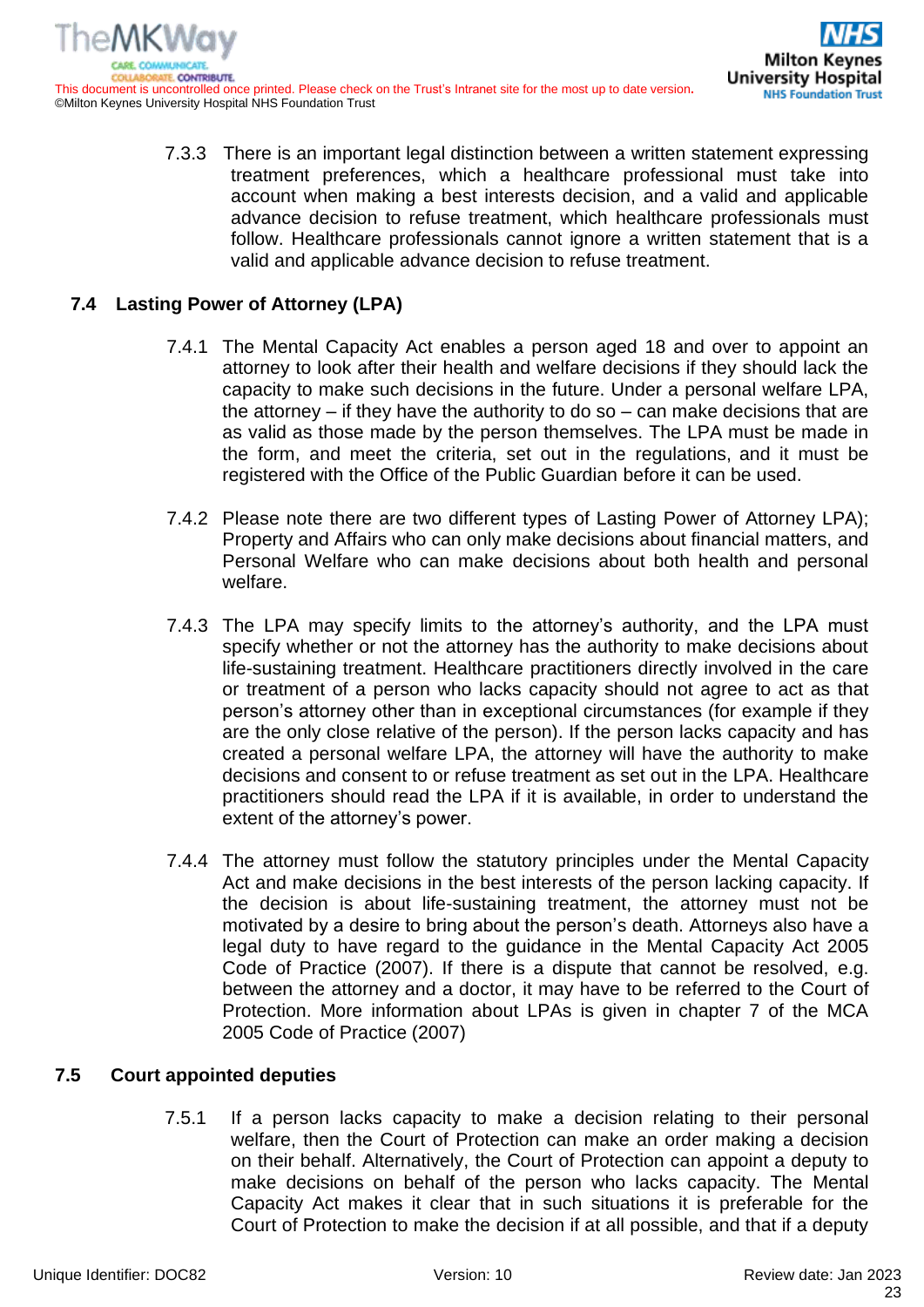7.3.3 There is an important legal distinction between a written statement expressing treatment preferences, which a healthcare professional must take into account when making a best interests decision, and a valid and applicable advance decision to refuse treatment, which healthcare professionals must follow. Healthcare professionals cannot ignore a written statement that is a valid and applicable advance decision to refuse treatment.

## 7.4 Lasting Power of Attorney (LPA)

7.4.1 The Mental Capacity Act enables a person aged 18 and over to appoint an attorney to look after their health and welfare decisions if they should lack the capacity to make such decisions in the future. Under a personal welfare LPA, the attorney – if they have the authority to do so – can make decisions that are as valid as those made by the person themselves. The LPA must be made in the form, and meet the criteria, set out in the regulations, and it must be registered with the Office of the Public Guardian before it can be used.

7.4.2 Please note there are two different types of Lasting Power of Attorney LPA); Property and Affairs who can only make decisions about financial matters, and Personal Welfare who can make decisions about both health and personal welfare.

7.4.3 The LPA may specify limits to the attorney's authority, and the LPA must specify whether or not the attorney has the authority to make decisions about life-sustaining treatment. Healthcare practitioners directly involved in the care or treatment of a person who lacks capacity should not agree to act as that person's attorney other than in exceptional circumstances (for example if they are the only close relative of the person). If the person lacks capacity and has created a personal welfare LPA, the attorney will have the authority to make decisions and consent to or refuse treatment as set out in the LPA. Healthcare practitioners should read the LPA if it is available, in order to understand the extent of the attorney's power.

7.4.4 The attorney must follow the statutory principles under the Mental Capacity Act and make decisions in the best interests of the person lacking capacity. If the decision is about life-sustaining treatment, the attorney must not be motivated by a desire to bring about the person's death. Attorneys also have a legal duty to have regard to the guidance in the Mental Capacity Act 2005 Code of Practice (2007). If there is a dispute that cannot be resolved, e.g. between the attorney and a doctor, it may have to be referred to the Court of Protection. More information about LPAs is given in chapter 7 of the MCA 2005 Code of Practice (2007)

## 7.5 Court appointed deputies

7.5.1 If a person lacks capacity to make a decision relating to their personal welfare, then the Court of Protection can make an order making a decision on their behalf. Alternatively, the Court of Protection can appoint a deputy to make decisions on behalf of the person who lacks capacity. The Mental Capacity Act makes it clear that in such situations it is preferable for the Court of Protection to make the decision if at all possible, and that if a deputy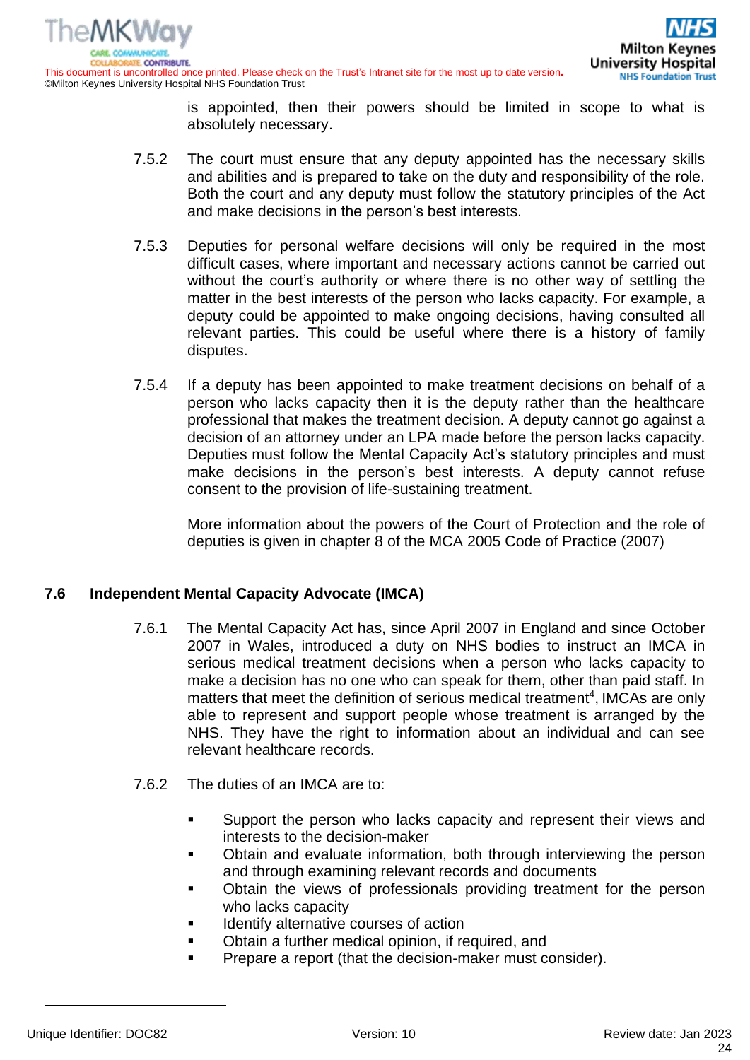is appointed, then their powers should be limited in scope to what is absolutely necessary.

7.5.2 The court must ensure that any deputy appointed has the necessary skills and abilities and is prepared to take on the duty and responsibility of the role. Both the court and any deputy must follow the statutory principles of the Act and make decisions in the person's best interests.

7.5.3 Deputies for personal welfare decisions will only be required in the most difficult cases, where important and necessary actions cannot be carried out without the court's authority or where there is no other way of settling the matter in the best interests of the person who lacks capacity. For example, a deputy could be appointed to make ongoing decisions, having consulted all relevant parties. This could be useful where there is a history of family disputes.

7.5.4 If a deputy has been appointed to make treatment decisions on behalf of a person who lacks capacity then it is the deputy rather than the healthcare professional that makes the treatment decision. A deputy cannot go against a decision of an attorney under an LPA made before the person lacks capacity. Deputies must follow the Mental Capacity Act's statutory principles and must make decisions in the person's best interests. A deputy cannot refuse consent to the provision of life-sustaining treatment.

More information about the powers of the Court of Protection and the role of deputies is given in chapter 8 of the MCA 2005 Code of Practice (2007)

## 7.6 Independent Mental Capacity Advocate (IMCA)

7.6.1 The Mental Capacity Act has, since April 2007 in England and since October 2007 in Wales, introduced a duty on NHS bodies to instruct an IMCA in serious medical treatment decisions when a person who lacks capacity to make a decision has no one who can speak for them, other than paid staff. In matters that meet the definition of serious medical treatment[4], IMCAs are only able to represent and support people whose treatment is arranged by the NHS. They have the right to information about an individual and can see relevant healthcare records.

7.6.2 The duties of an IMCA are to:

- Support the person who lacks capacity and represent their views and interests to the decision-maker
- Obtain and evaluate information, both through interviewing the person and through examining relevant records and documents
- Obtain the views of professionals providing treatment for the person who lacks capacity
- Identify alternative courses of action
- Obtain a further medical opinion, if required, and
- Prepare a report (that the decision-maker must consider).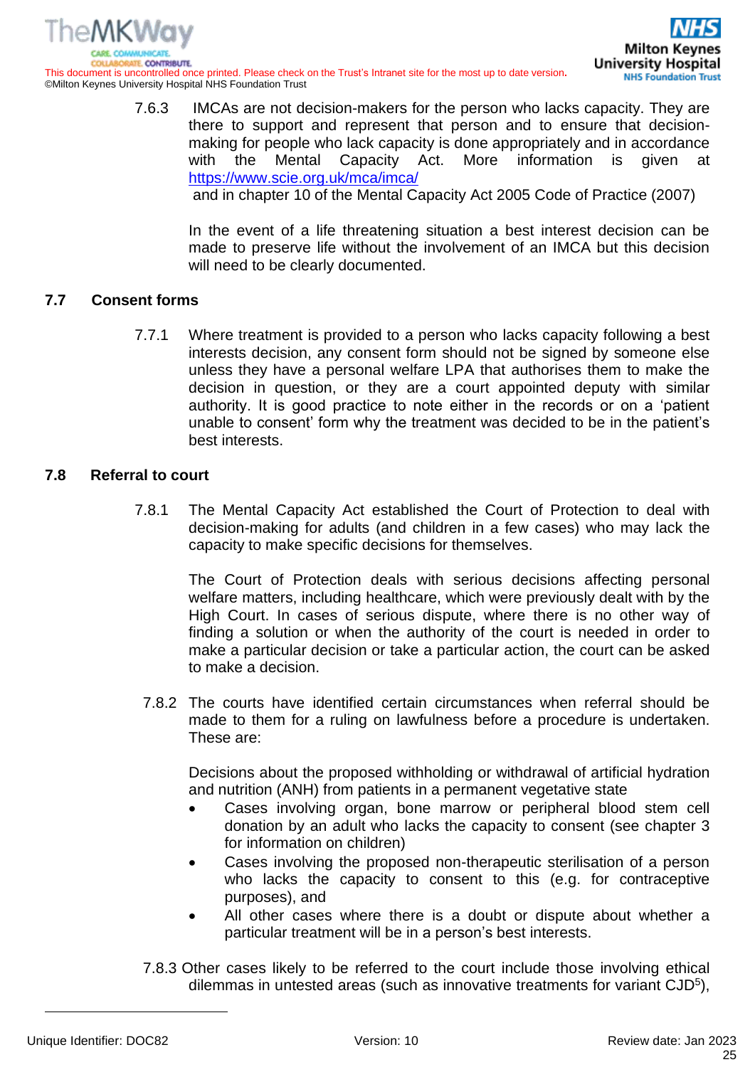7.6.3 IMCAs are not decision-makers for the person who lacks capacity. They are there to support and represent that person and to ensure that decision-making for people who lack capacity is done appropriately and in accordance with the Mental Capacity Act. More information is given at https://www.scie.org.uk/mca/imca/ and in chapter 10 of the Mental Capacity Act 2005 Code of Practice (2007)

In the event of a life threatening situation a best interest decision can be made to preserve life without the involvement of an IMCA but this decision will need to be clearly documented.

## 7.7 Consent forms

7.7.1 Where treatment is provided to a person who lacks capacity following a best interests decision, any consent form should not be signed by someone else unless they have a personal welfare LPA that authorises them to make the decision in question, or they are a court appointed deputy with similar authority. It is good practice to note either in the records or on a 'patient unable to consent' form why the treatment was decided to be in the patient's best interests.

## 7.8 Referral to court

7.8.1 The Mental Capacity Act established the Court of Protection to deal with decision-making for adults (and children in a few cases) who may lack the capacity to make specific decisions for themselves.

The Court of Protection deals with serious decisions affecting personal welfare matters, including healthcare, which were previously dealt with by the High Court. In cases of serious dispute, where there is no other way of finding a solution or when the authority of the court is needed in order to make a particular decision or take a particular action, the court can be asked to make a decision.

7.8.2 The courts have identified certain circumstances when referral should be made to them for a ruling on lawfulness before a procedure is undertaken. These are:

Decisions about the proposed withholding or withdrawal of artificial hydration and nutrition (ANH) from patients in a permanent vegetative state

- Cases involving organ, bone marrow or peripheral blood stem cell donation by an adult who lacks the capacity to consent (see chapter 3 for information on children)
- Cases involving the proposed non-therapeutic sterilisation of a person who lacks the capacity to consent to this (e.g. for contraceptive purposes), and
- All other cases where there is a doubt or dispute about whether a particular treatment will be in a person's best interests.

7.8.3 Other cases likely to be referred to the court include those involving ethical dilemmas in untested areas (such as innovative treatments for variant CJD[5]),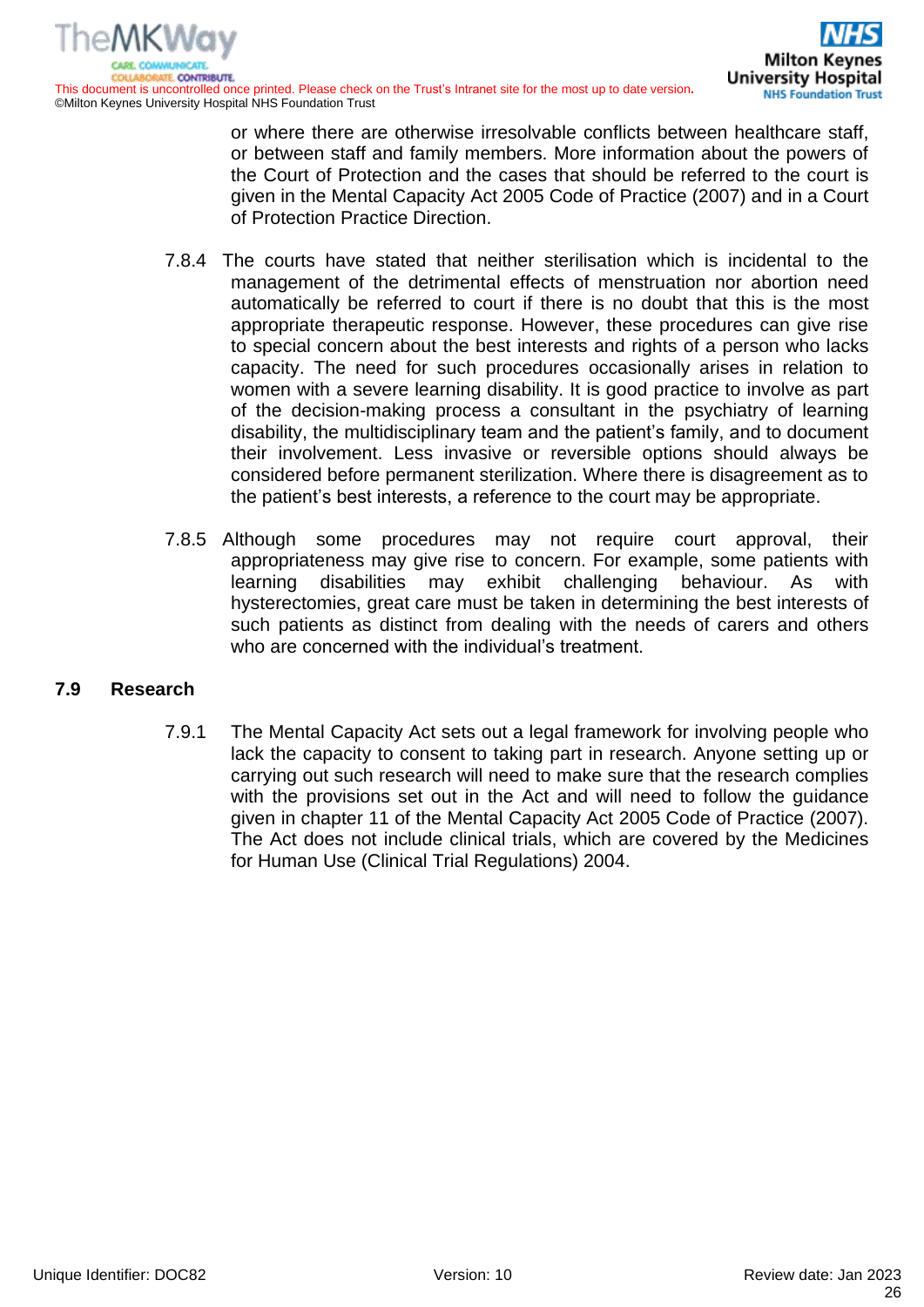or where there are otherwise irresolvable conflicts between healthcare staff, or between staff and family members. More information about the powers of the Court of Protection and the cases that should be referred to the court is given in the Mental Capacity Act 2005 Code of Practice (2007) and in a Court of Protection Practice Direction.

7.8.4 The courts have stated that neither sterilisation which is incidental to the management of the detrimental effects of menstruation nor abortion need automatically be referred to court if there is no doubt that this is the most appropriate therapeutic response. However, these procedures can give rise to special concern about the best interests and rights of a person who lacks capacity. The need for such procedures occasionally arises in relation to women with a severe learning disability. It is good practice to involve as part of the decision-making process a consultant in the psychiatry of learning disability, the multidisciplinary team and the patient's family, and to document their involvement. Less invasive or reversible options should always be considered before permanent sterilization. Where there is disagreement as to the patient's best interests, a reference to the court may be appropriate.

7.8.5 Although some procedures may not require court approval, their appropriateness may give rise to concern. For example, some patients with learning disabilities may exhibit challenging behaviour. As with hysterectomies, great care must be taken in determining the best interests of such patients as distinct from dealing with the needs of carers and others who are concerned with the individual's treatment.

## 7.9 Research

7.9.1 The Mental Capacity Act sets out a legal framework for involving people who lack the capacity to consent to taking part in research. Anyone setting up or carrying out such research will need to make sure that the research complies with the provisions set out in the Act and will need to follow the guidance given in chapter 11 of the Mental Capacity Act 2005 Code of Practice (2007). The Act does not include clinical trials, which are covered by the Medicines for Human Use (Clinical Trial Regulations) 2004.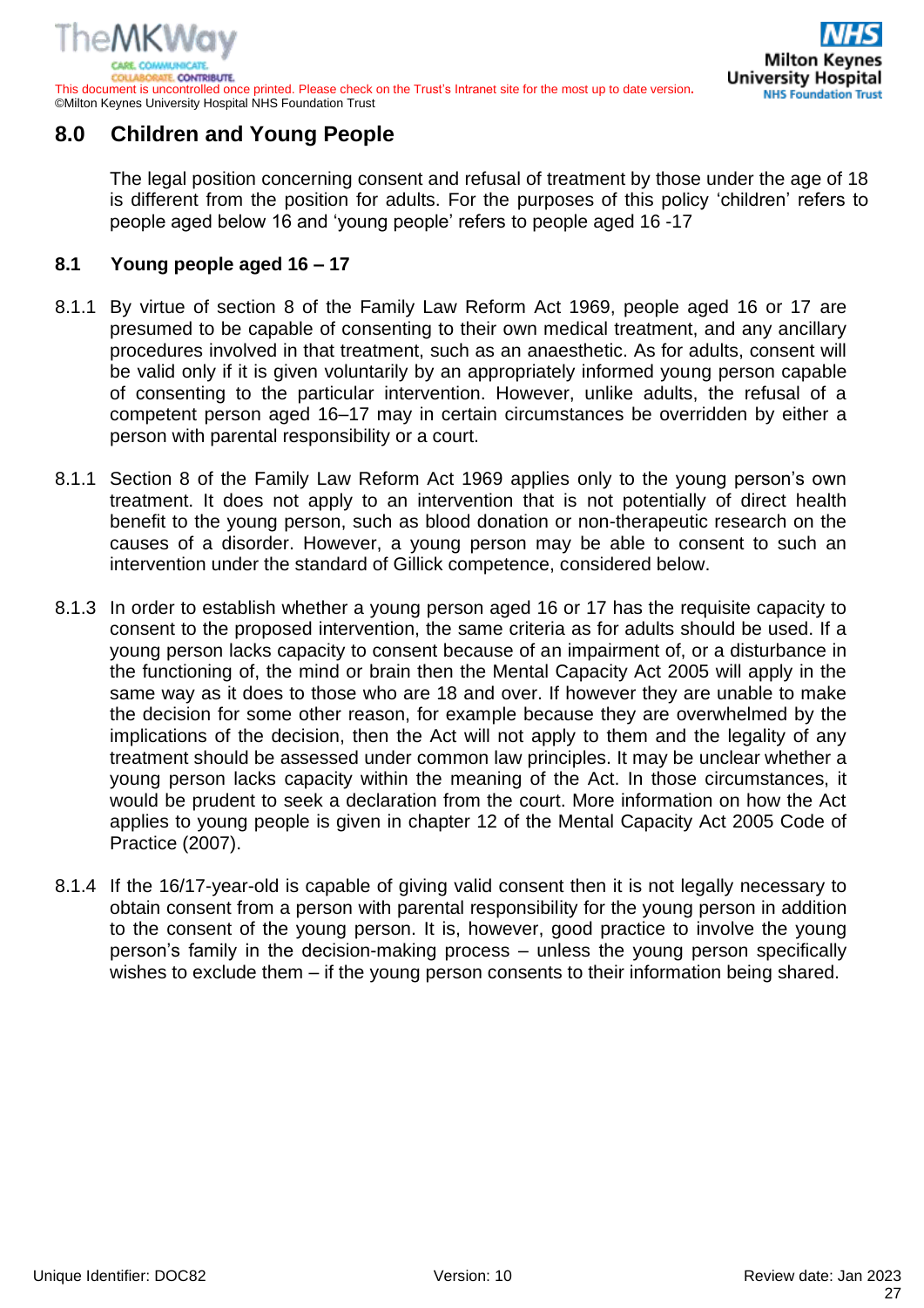## 8.0 Children and Young People

The legal position concerning consent and refusal of treatment by those under the age of 18 is different from the position for adults. For the purposes of this policy 'children' refers to people aged below 16 and 'young people' refers to people aged 16 -17

### 8.1 Young people aged 16 – 17

8.1.1 By virtue of section 8 of the Family Law Reform Act 1969, people aged 16 or 17 are presumed to be capable of consenting to their own medical treatment, and any ancillary procedures involved in that treatment, such as an anaesthetic. As for adults, consent will be valid only if it is given voluntarily by an appropriately informed young person capable of consenting to the particular intervention. However, unlike adults, the refusal of a competent person aged 16–17 may in certain circumstances be overridden by either a person with parental responsibility or a court.

8.1.1 Section 8 of the Family Law Reform Act 1969 applies only to the young person's own treatment. It does not apply to an intervention that is not potentially of direct health benefit to the young person, such as blood donation or non-therapeutic research on the causes of a disorder. However, a young person may be able to consent to such an intervention under the standard of Gillick competence, considered below.

8.1.3 In order to establish whether a young person aged 16 or 17 has the requisite capacity to consent to the proposed intervention, the same criteria as for adults should be used. If a young person lacks capacity to consent because of an impairment of, or a disturbance in the functioning of, the mind or brain then the Mental Capacity Act 2005 will apply in the same way as it does to those who are 18 and over. If however they are unable to make the decision for some other reason, for example because they are overwhelmed by the implications of the decision, then the Act will not apply to them and the legality of any treatment should be assessed under common law principles. It may be unclear whether a young person lacks capacity within the meaning of the Act. In those circumstances, it would be prudent to seek a declaration from the court. More information on how the Act applies to young people is given in chapter 12 of the Mental Capacity Act 2005 Code of Practice (2007).

8.1.4 If the 16/17-year-old is capable of giving valid consent then it is not legally necessary to obtain consent from a person with parental responsibility for the young person in addition to the consent of the young person. It is, however, good practice to involve the young person's family in the decision-making process – unless the young person specifically wishes to exclude them – if the young person consents to their information being shared.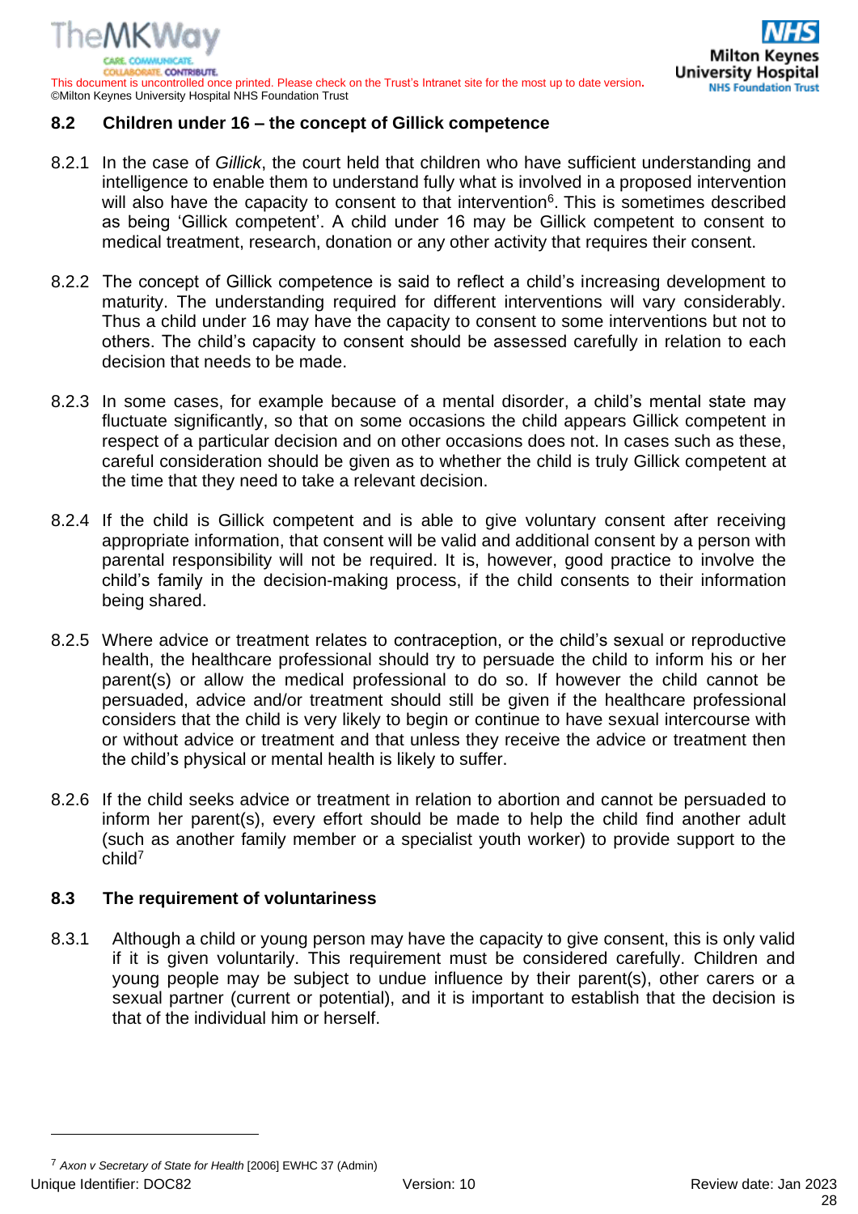### 8.2 Children under 16 – the concept of Gillick competence

8.2.1 In the case of *Gillick*, the court held that children who have sufficient understanding and intelligence to enable them to understand fully what is involved in a proposed intervention will also have the capacity to consent to that intervention[6]. This is sometimes described as being 'Gillick competent'. A child under 16 may be Gillick competent to consent to medical treatment, research, donation or any other activity that requires their consent.

8.2.2 The concept of Gillick competence is said to reflect a child's increasing development to maturity. The understanding required for different interventions will vary considerably. Thus a child under 16 may have the capacity to consent to some interventions but not to others. The child's capacity to consent should be assessed carefully in relation to each decision that needs to be made.

8.2.3 In some cases, for example because of a mental disorder, a child's mental state may fluctuate significantly, so that on some occasions the child appears Gillick competent in respect of a particular decision and on other occasions does not. In cases such as these, careful consideration should be given as to whether the child is truly Gillick competent at the time that they need to take a relevant decision.

8.2.4 If the child is Gillick competent and is able to give voluntary consent after receiving appropriate information, that consent will be valid and additional consent by a person with parental responsibility will not be required. It is, however, good practice to involve the child's family in the decision-making process, if the child consents to their information being shared.

8.2.5 Where advice or treatment relates to contraception, or the child's sexual or reproductive health, the healthcare professional should try to persuade the child to inform his or her parent(s) or allow the medical professional to do so. If however the child cannot be persuaded, advice and/or treatment should still be given if the healthcare professional considers that the child is very likely to begin or continue to have sexual intercourse with or without advice or treatment and that unless they receive the advice or treatment then the child's physical or mental health is likely to suffer.

8.2.6 If the child seeks advice or treatment in relation to abortion and cannot be persuaded to inform her parent(s), every effort should be made to help the child find another adult (such as another family member or a specialist youth worker) to provide support to the child[7]

### 8.3 The requirement of voluntariness

8.3.1 Although a child or young person may have the capacity to give consent, this is only valid if it is given voluntarily. This requirement must be considered carefully. Children and young people may be subject to undue influence by their parent(s), other carers or a sexual partner (current or potential), and it is important to establish that the decision is that of the individual him or herself.

---

[7] *Axon v Secretary of State for Health* [2006] EWHC 37 (Admin)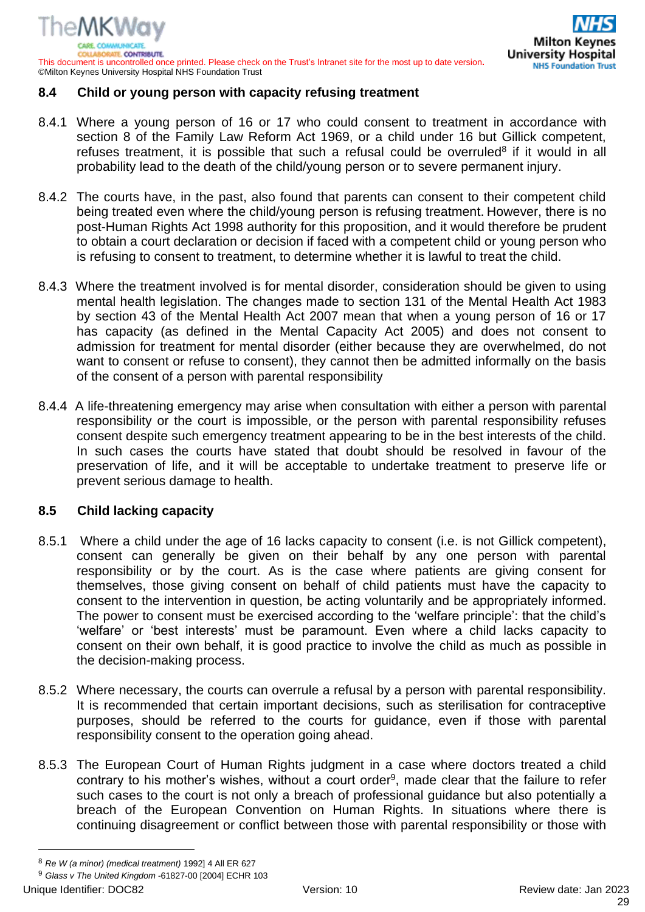## 8.4 Child or young person with capacity refusing treatment

8.4.1 Where a young person of 16 or 17 who could consent to treatment in accordance with section 8 of the Family Law Reform Act 1969, or a child under 16 but Gillick competent, refuses treatment, it is possible that such a refusal could be overruled[8] if it would in all probability lead to the death of the child/young person or to severe permanent injury.

8.4.2 The courts have, in the past, also found that parents can consent to their competent child being treated even where the child/young person is refusing treatment. However, there is no post-Human Rights Act 1998 authority for this proposition, and it would therefore be prudent to obtain a court declaration or decision if faced with a competent child or young person who is refusing to consent to treatment, to determine whether it is lawful to treat the child.

8.4.3 Where the treatment involved is for mental disorder, consideration should be given to using mental health legislation. The changes made to section 131 of the Mental Health Act 1983 by section 43 of the Mental Health Act 2007 mean that when a young person of 16 or 17 has capacity (as defined in the Mental Capacity Act 2005) and does not consent to admission for treatment for mental disorder (either because they are overwhelmed, do not want to consent or refuse to consent), they cannot then be admitted informally on the basis of the consent of a person with parental responsibility

8.4.4 A life-threatening emergency may arise when consultation with either a person with parental responsibility or the court is impossible, or the person with parental responsibility refuses consent despite such emergency treatment appearing to be in the best interests of the child. In such cases the courts have stated that doubt should be resolved in favour of the preservation of life, and it will be acceptable to undertake treatment to preserve life or prevent serious damage to health.

## 8.5 Child lacking capacity

8.5.1 Where a child under the age of 16 lacks capacity to consent (i.e. is not Gillick competent), consent can generally be given on their behalf by any one person with parental responsibility or by the court. As is the case where patients are giving consent for themselves, those giving consent on behalf of child patients must have the capacity to consent to the intervention in question, be acting voluntarily and be appropriately informed. The power to consent must be exercised according to the 'welfare principle': that the child's 'welfare' or 'best interests' must be paramount. Even where a child lacks capacity to consent on their own behalf, it is good practice to involve the child as much as possible in the decision-making process.

8.5.2 Where necessary, the courts can overrule a refusal by a person with parental responsibility. It is recommended that certain important decisions, such as sterilisation for contraceptive purposes, should be referred to the courts for guidance, even if those with parental responsibility consent to the operation going ahead.

8.5.3 The European Court of Human Rights judgment in a case where doctors treated a child contrary to his mother's wishes, without a court order[9], made clear that the failure to refer such cases to the court is not only a breach of professional guidance but also potentially a breach of the European Convention on Human Rights. In situations where there is continuing disagreement or conflict between those with parental responsibility or those with

---

[8] *Re W (a minor) (medical treatment)* 1992] 4 All ER 627

[9] *Glass v The United Kingdom* -61827-00 [2004] ECHR 103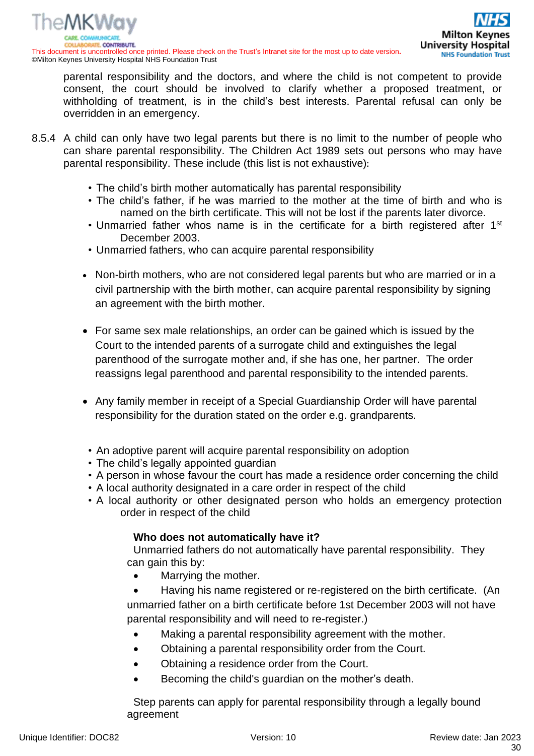parental responsibility and the doctors, and where the child is not competent to provide consent, the court should be involved to clarify whether a proposed treatment, or withholding of treatment, is in the child's best interests. Parental refusal can only be overridden in an emergency.

8.5.4 A child can only have two legal parents but there is no limit to the number of people who can share parental responsibility. The Children Act 1989 sets out persons who may have parental responsibility. These include (this list is not exhaustive):

- The child's birth mother automatically has parental responsibility
- The child's father, if he was married to the mother at the time of birth and who is named on the birth certificate. This will not be lost if the parents later divorce.
- Unmarried father whos name is in the certificate for a birth registered after 1st December 2003.
- Unmarried fathers, who can acquire parental responsibility

- Non-birth mothers, who are not considered legal parents but who are married or in a civil partnership with the birth mother, can acquire parental responsibility by signing an agreement with the birth mother.

- For same sex male relationships, an order can be gained which is issued by the Court to the intended parents of a surrogate child and extinguishes the legal parenthood of the surrogate mother and, if she has one, her partner. The order reassigns legal parenthood and parental responsibility to the intended parents.

- Any family member in receipt of a Special Guardianship Order will have parental responsibility for the duration stated on the order e.g. grandparents.

- An adoptive parent will acquire parental responsibility on adoption
- The child's legally appointed guardian
- A person in whose favour the court has made a residence order concerning the child
- A local authority designated in a care order in respect of the child
- A local authority or other designated person who holds an emergency protection order in respect of the child

**Who does not automatically have it?**

Unmarried fathers do not automatically have parental responsibility. They can gain this by:

- Marrying the mother.
- Having his name registered or re-registered on the birth certificate. (An unmarried father on a birth certificate before 1st December 2003 will not have parental responsibility and will need to re-register.)
- Making a parental responsibility agreement with the mother.
- Obtaining a parental responsibility order from the Court.
- Obtaining a residence order from the Court.
- Becoming the child's guardian on the mother's death.

Step parents can apply for parental responsibility through a legally bound agreement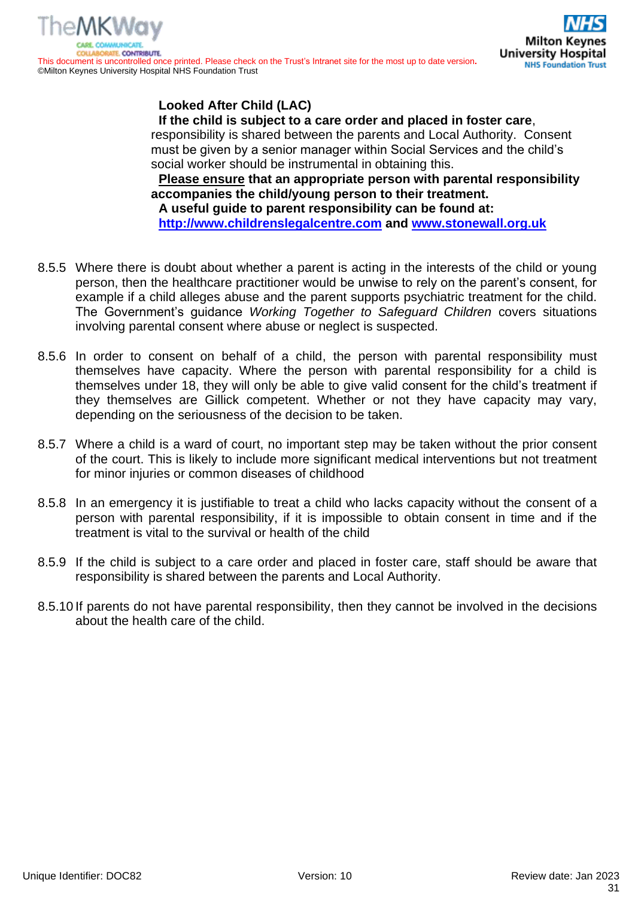**Looked After Child (LAC)**

**If the child is subject to a care order and placed in foster care**, responsibility is shared between the parents and Local Authority. Consent must be given by a senior manager within Social Services and the child's social worker should be instrumental in obtaining this.

**Please ensure that an appropriate person with parental responsibility accompanies the child/young person to their treatment.**

**A useful guide to parent responsibility can be found at: [http://www.childrenslegalcentre.com](http://www.childrenslegalcentre.com) and [www.stonewall.org.uk](http://www.stonewall.org.uk)**

8.5.5 Where there is doubt about whether a parent is acting in the interests of the child or young person, then the healthcare practitioner would be unwise to rely on the parent's consent, for example if a child alleges abuse and the parent supports psychiatric treatment for the child. The Government's guidance *Working Together to Safeguard Children* covers situations involving parental consent where abuse or neglect is suspected.

8.5.6 In order to consent on behalf of a child, the person with parental responsibility must themselves have capacity. Where the person with parental responsibility for a child is themselves under 18, they will only be able to give valid consent for the child's treatment if they themselves are Gillick competent. Whether or not they have capacity may vary, depending on the seriousness of the decision to be taken.

8.5.7 Where a child is a ward of court, no important step may be taken without the prior consent of the court. This is likely to include more significant medical interventions but not treatment for minor injuries or common diseases of childhood

8.5.8 In an emergency it is justifiable to treat a child who lacks capacity without the consent of a person with parental responsibility, if it is impossible to obtain consent in time and if the treatment is vital to the survival or health of the child

8.5.9 If the child is subject to a care order and placed in foster care, staff should be aware that responsibility is shared between the parents and Local Authority.

8.5.10 If parents do not have parental responsibility, then they cannot be involved in the decisions about the health care of the child.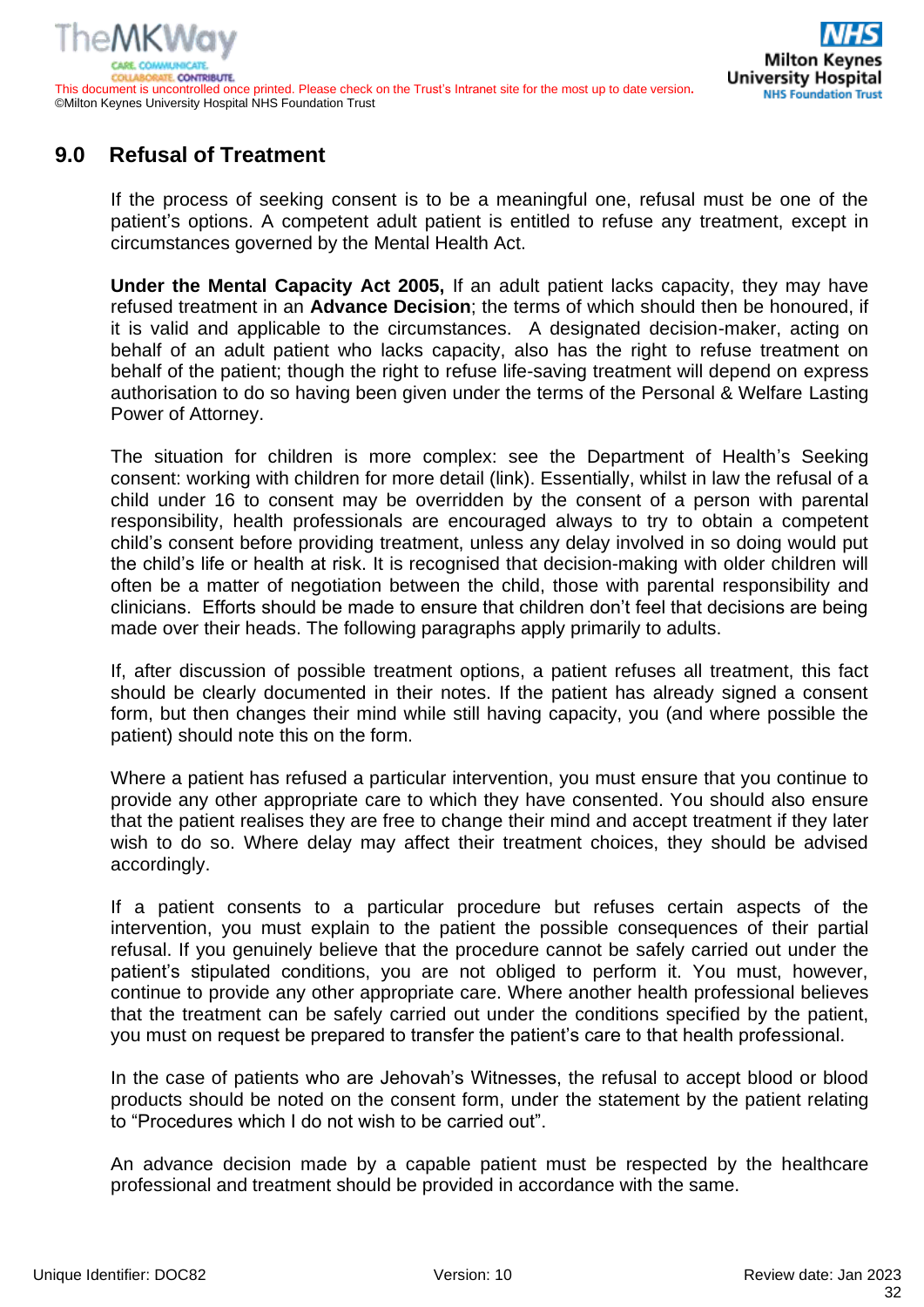## 9.0 Refusal of Treatment

If the process of seeking consent is to be a meaningful one, refusal must be one of the patient's options. A competent adult patient is entitled to refuse any treatment, except in circumstances governed by the Mental Health Act.

**Under the Mental Capacity Act 2005,** If an adult patient lacks capacity, they may have refused treatment in an **Advance Decision**; the terms of which should then be honoured, if it is valid and applicable to the circumstances. A designated decision-maker, acting on behalf of an adult patient who lacks capacity, also has the right to refuse treatment on behalf of the patient; though the right to refuse life-saving treatment will depend on express authorisation to do so having been given under the terms of the Personal & Welfare Lasting Power of Attorney.

The situation for children is more complex: see the Department of Health's Seeking consent: working with children for more detail (link). Essentially, whilst in law the refusal of a child under 16 to consent may be overridden by the consent of a person with parental responsibility, health professionals are encouraged always to try to obtain a competent child's consent before providing treatment, unless any delay involved in so doing would put the child's life or health at risk. It is recognised that decision-making with older children will often be a matter of negotiation between the child, those with parental responsibility and clinicians. Efforts should be made to ensure that children don't feel that decisions are being made over their heads. The following paragraphs apply primarily to adults.

If, after discussion of possible treatment options, a patient refuses all treatment, this fact should be clearly documented in their notes. If the patient has already signed a consent form, but then changes their mind while still having capacity, you (and where possible the patient) should note this on the form.

Where a patient has refused a particular intervention, you must ensure that you continue to provide any other appropriate care to which they have consented. You should also ensure that the patient realises they are free to change their mind and accept treatment if they later wish to do so. Where delay may affect their treatment choices, they should be advised accordingly.

If a patient consents to a particular procedure but refuses certain aspects of the intervention, you must explain to the patient the possible consequences of their partial refusal. If you genuinely believe that the procedure cannot be safely carried out under the patient's stipulated conditions, you are not obliged to perform it. You must, however, continue to provide any other appropriate care. Where another health professional believes that the treatment can be safely carried out under the conditions specified by the patient, you must on request be prepared to transfer the patient's care to that health professional.

In the case of patients who are Jehovah's Witnesses, the refusal to accept blood or blood products should be noted on the consent form, under the statement by the patient relating to "Procedures which I do not wish to be carried out".

An advance decision made by a capable patient must be respected by the healthcare professional and treatment should be provided in accordance with the same.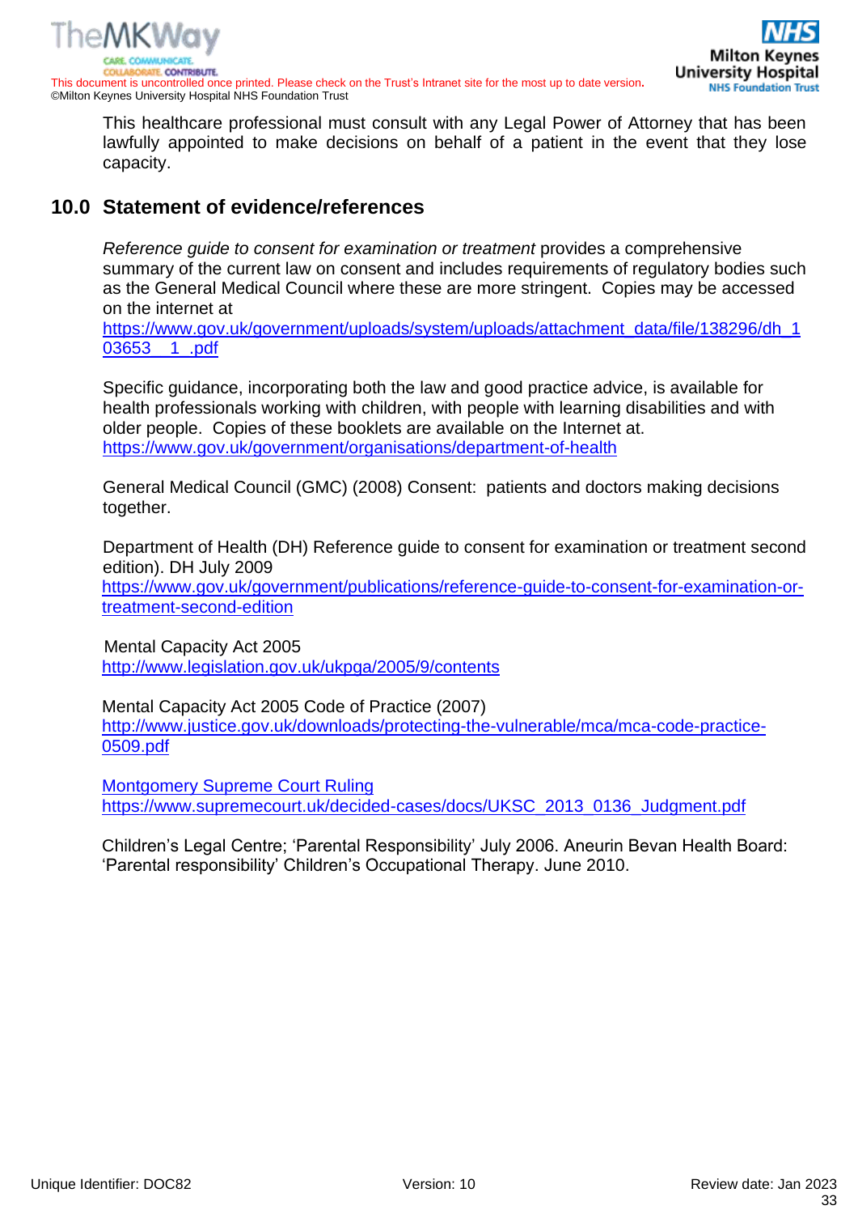This healthcare professional must consult with any Legal Power of Attorney that has been lawfully appointed to make decisions on behalf of a patient in the event that they lose capacity.

## 10.0 Statement of evidence/references

*Reference guide to consent for examination or treatment* provides a comprehensive summary of the current law on consent and includes requirements of regulatory bodies such as the General Medical Council where these are more stringent. Copies may be accessed on the internet at https://www.gov.uk/government/uploads/system/uploads/attachment_data/file/138296/dh_103653__1_.pdf

Specific guidance, incorporating both the law and good practice advice, is available for health professionals working with children, with people with learning disabilities and with older people. Copies of these booklets are available on the Internet at. https://www.gov.uk/government/organisations/department-of-health

General Medical Council (GMC) (2008) Consent: patients and doctors making decisions together.

Department of Health (DH) Reference guide to consent for examination or treatment second edition). DH July 2009
https://www.gov.uk/government/publications/reference-guide-to-consent-for-examination-or-treatment-second-edition

Mental Capacity Act 2005
http://www.legislation.gov.uk/ukpga/2005/9/contents

Mental Capacity Act 2005 Code of Practice (2007)
http://www.justice.gov.uk/downloads/protecting-the-vulnerable/mca/mca-code-practice-0509.pdf

Montgomery Supreme Court Ruling
https://www.supremecourt.uk/decided-cases/docs/UKSC_2013_0136_Judgment.pdf

Children's Legal Centre; 'Parental Responsibility' July 2006. Aneurin Bevan Health Board: 'Parental responsibility' Children's Occupational Therapy. June 2010.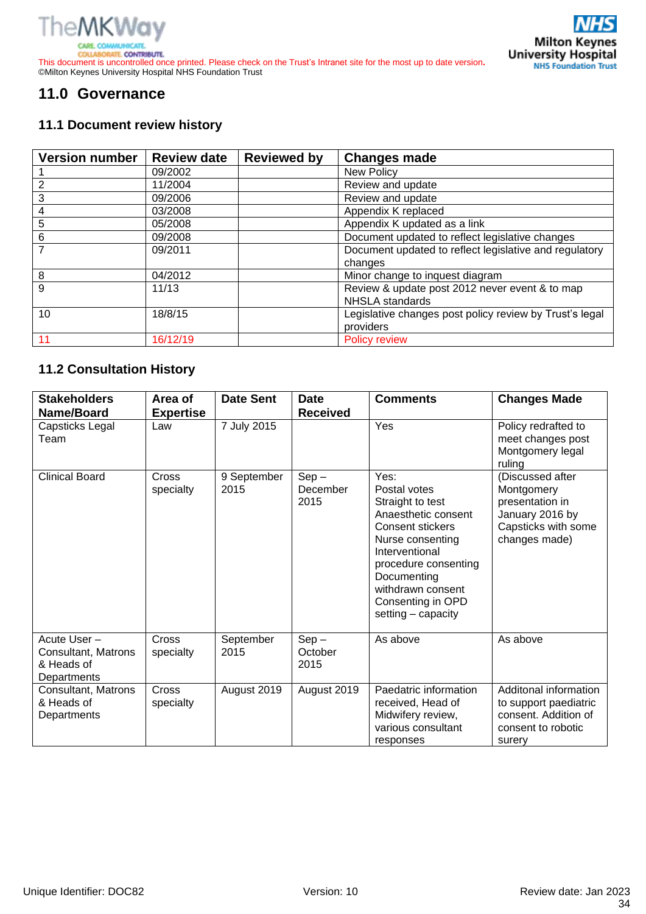# 11.0 Governance

## 11.1 Document review history

| Version number | Review date | Reviewed by | Changes made |
|---|---|---|---|
| 1 | 09/2002 | | New Policy |
| 2 | 11/2004 | | Review and update |
| 3 | 09/2006 | | Review and update |
| 4 | 03/2008 | | Appendix K replaced |
| 5 | 05/2008 | | Appendix K updated as a link |
| 6 | 09/2008 | | Document updated to reflect legislative changes |
| 7 | 09/2011 | | Document updated to reflect legislative and regulatory changes |
| 8 | 04/2012 | | Minor change to inquest diagram |
| 9 | 11/13 | | Review & update post 2012 never event & to map NHSLA standards |
| 10 | 18/8/15 | | Legislative changes post policy review by Trust's legal providers |
| 11 | 16/12/19 | | Policy review |

## 11.2 Consultation History

| Stakeholders Name/Board | Area of Expertise | Date Sent | Date Received | Comments | Changes Made |
|---|---|---|---|---|---|
| Capsticks Legal Team | Law | 7 July 2015 | | Yes | Policy redrafted to meet changes post Montgomery legal ruling |
| Clinical Board | Cross specialty | 9 September 2015 | Sep – December 2015 | Yes: Postal votes Straight to test Anaesthetic consent Consent stickers Nurse consenting Interventional procedure consenting Documenting withdrawn consent Consenting in OPD setting – capacity | (Discussed after Montgomery presentation in January 2016 by Capsticks with some changes made) |
| Acute User – Consultant, Matrons & Heads of Departments | Cross specialty | September 2015 | Sep – October 2015 | As above | As above |
| Consultant, Matrons & Heads of Departments | Cross specialty | August 2019 | August 2019 | Paedatric information received, Head of Midwifery review, various consultant responses | Additonal information to support paediatric consent. Addition of consent to robotic surery |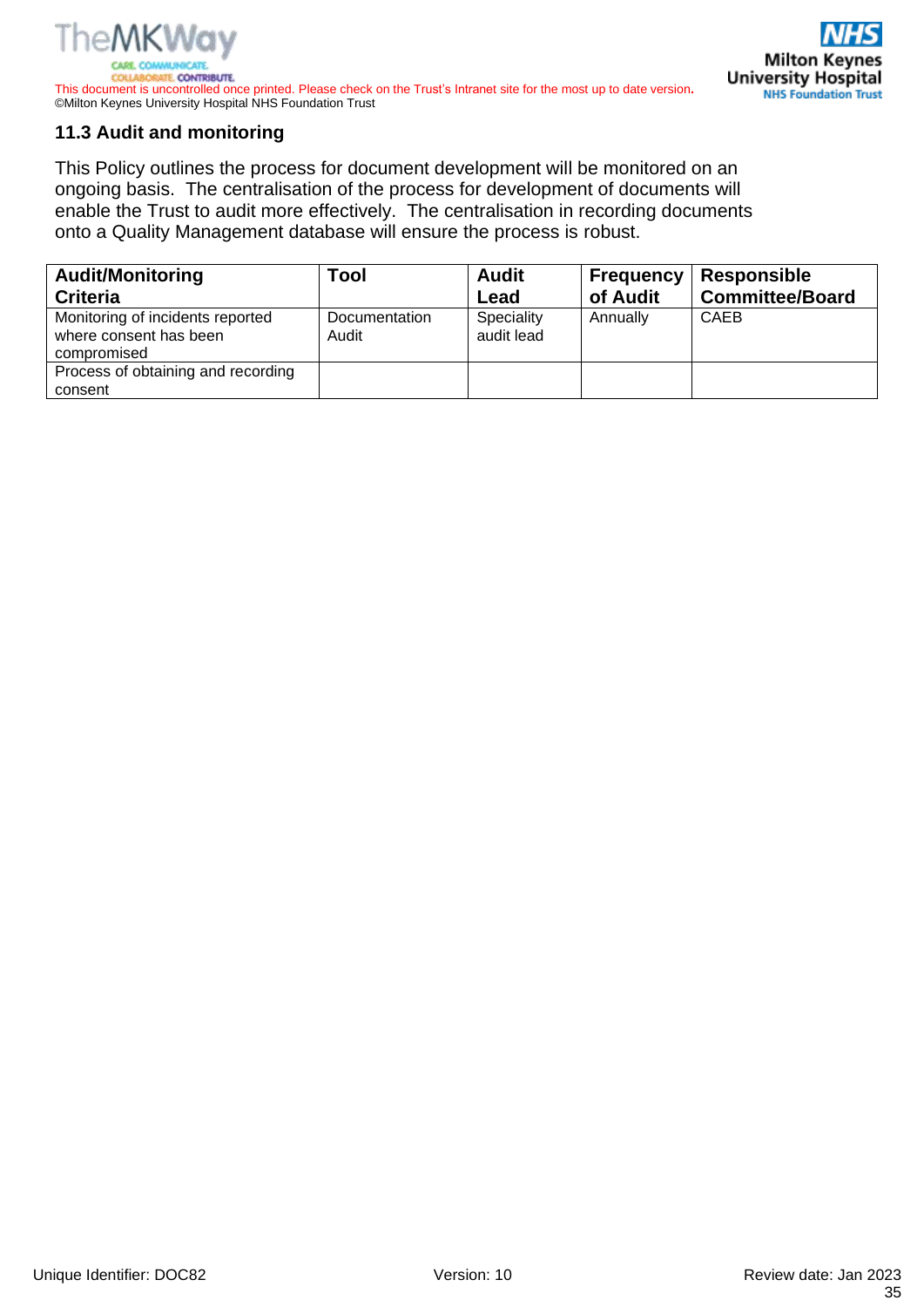### 11.3 Audit and monitoring

This Policy outlines the process for document development will be monitored on an ongoing basis. The centralisation of the process for development of documents will enable the Trust to audit more effectively. The centralisation in recording documents onto a Quality Management database will ensure the process is robust.

| Audit/Monitoring Criteria | Tool | Audit Lead | Frequency of Audit | Responsible Committee/Board |
|---|---|---|---|---|
| Monitoring of incidents reported where consent has been compromised | Documentation Audit | Speciality audit lead | Annually | CAEB |
| Process of obtaining and recording consent | | | | |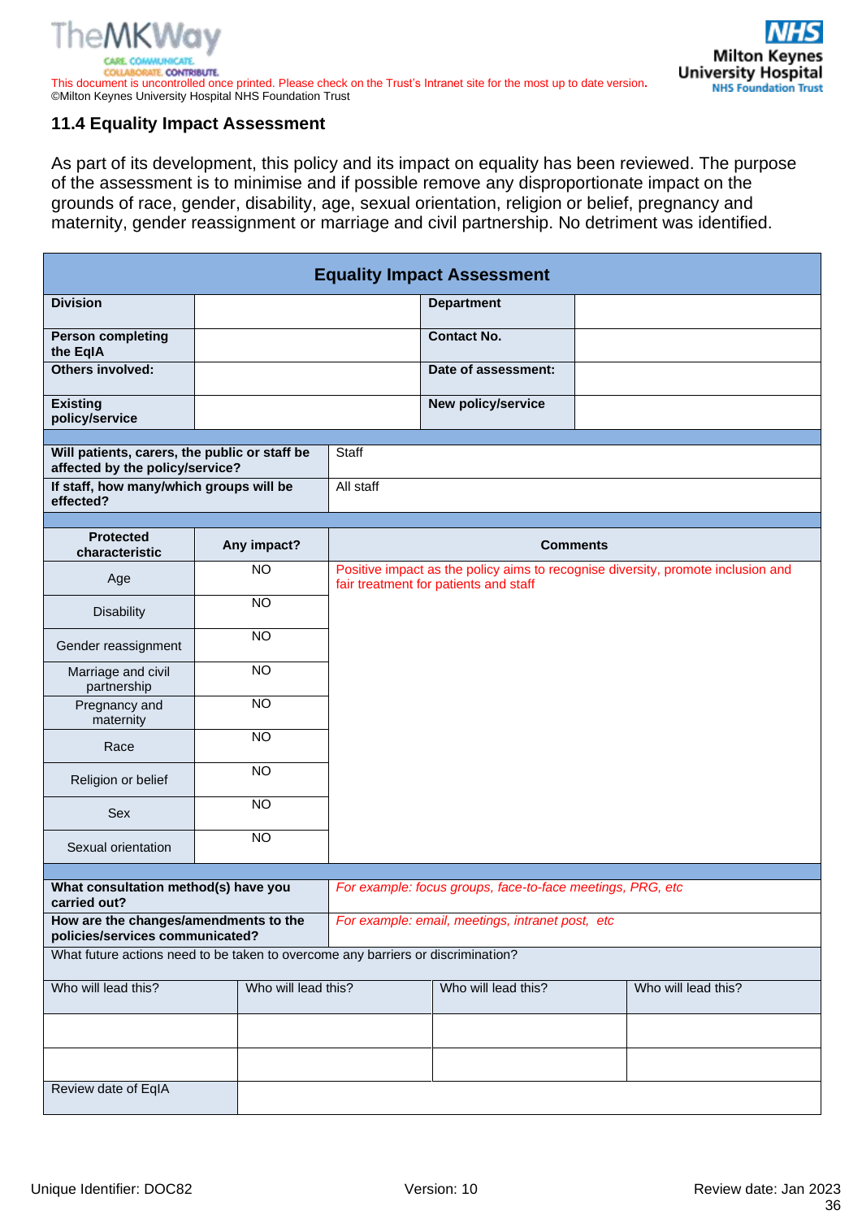### 11.4 Equality Impact Assessment

As part of its development, this policy and its impact on equality has been reviewed. The purpose of the assessment is to minimise and if possible remove any disproportionate impact on the grounds of race, gender, disability, age, sexual orientation, religion or belief, pregnancy and maternity, gender reassignment or marriage and civil partnership. No detriment was identified.

| Equality Impact Assessment | | | |
|---|---|---|---|
| **Division** | | **Department** | |
| **Person completing the EqIA** | | **Contact No.** | |
| **Others involved:** | | **Date of assessment:** | |
| **Existing policy/service** | | **New policy/service** | |

| | |
|---|---|
| **Will patients, carers, the public or staff be affected by the policy/service?** | Staff |
| **If staff, how many/which groups will be effected?** | All staff |

| Protected characteristic | Any impact? | Comments |
|---|---|---|
| Age | NO | Positive impact as the policy aims to recognise diversity, promote inclusion and fair treatment for patients and staff |
| Disability | NO | |
| Gender reassignment | NO | |
| Marriage and civil partnership | NO | |
| Pregnancy and maternity | NO | |
| Race | NO | |
| Religion or belief | NO | |
| Sex | NO | |
| Sexual orientation | NO | |

| | |
|---|---|
| **What consultation method(s) have you carried out?** | *For example: focus groups, face-to-face meetings, PRG, etc* |
| **How are the changes/amendments to the policies/services communicated?** | *For example: email, meetings, intranet post, etc* |

| What future actions need to be taken to overcome any barriers or discrimination? | | | |
|---|---|---|---|
| Who will lead this? | Who will lead this? | Who will lead this? | Who will lead this? |
| | | | |
| | | | |
| Review date of EqIA | | | |

Unique Identifier: DOC82 | Version: 10 | Review date: Jan 2023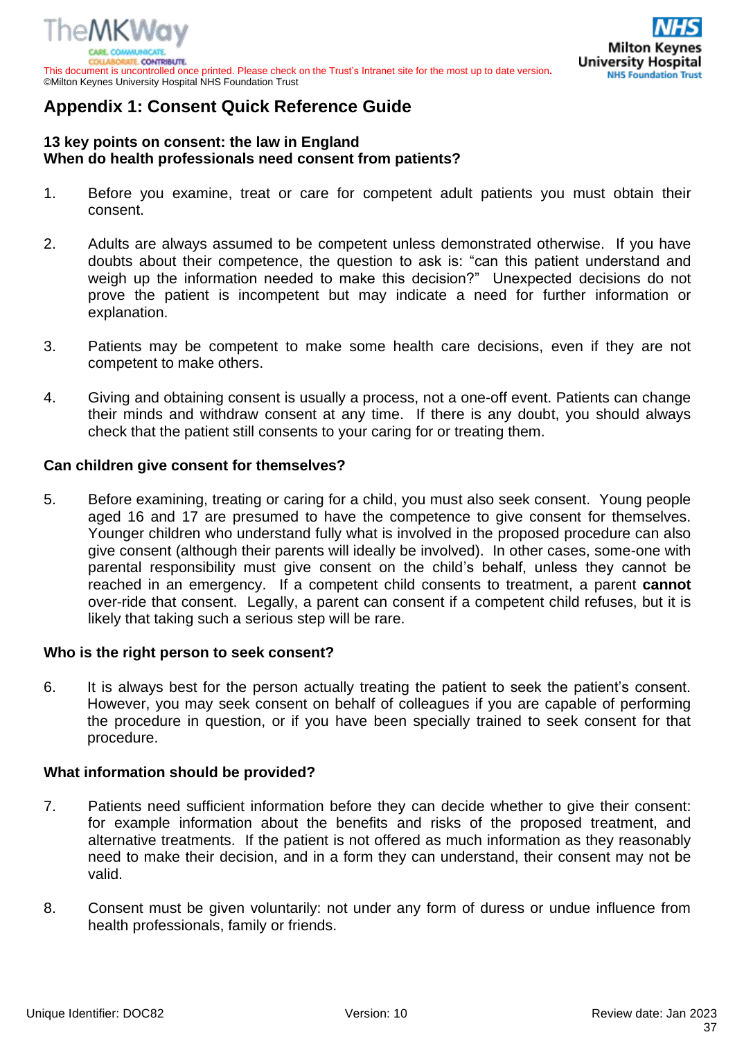# Appendix 1: Consent Quick Reference Guide

**13 key points on consent: the law in England**
**When do health professionals need consent from patients?**

1. Before you examine, treat or care for competent adult patients you must obtain their consent.

2. Adults are always assumed to be competent unless demonstrated otherwise. If you have doubts about their competence, the question to ask is: "can this patient understand and weigh up the information needed to make this decision?" Unexpected decisions do not prove the patient is incompetent but may indicate a need for further information or explanation.

3. Patients may be competent to make some health care decisions, even if they are not competent to make others.

4. Giving and obtaining consent is usually a process, not a one-off event. Patients can change their minds and withdraw consent at any time. If there is any doubt, you should always check that the patient still consents to your caring for or treating them.

**Can children give consent for themselves?**

5. Before examining, treating or caring for a child, you must also seek consent. Young people aged 16 and 17 are presumed to have the competence to give consent for themselves. Younger children who understand fully what is involved in the proposed procedure can also give consent (although their parents will ideally be involved). In other cases, some-one with parental responsibility must give consent on the child's behalf, unless they cannot be reached in an emergency. If a competent child consents to treatment, a parent **cannot** over-ride that consent. Legally, a parent can consent if a competent child refuses, but it is likely that taking such a serious step will be rare.

**Who is the right person to seek consent?**

6. It is always best for the person actually treating the patient to seek the patient's consent. However, you may seek consent on behalf of colleagues if you are capable of performing the procedure in question, or if you have been specially trained to seek consent for that procedure.

**What information should be provided?**

7. Patients need sufficient information before they can decide whether to give their consent: for example information about the benefits and risks of the proposed treatment, and alternative treatments. If the patient is not offered as much information as they reasonably need to make their decision, and in a form they can understand, their consent may not be valid.

8. Consent must be given voluntarily: not under any form of duress or undue influence from health professionals, family or friends.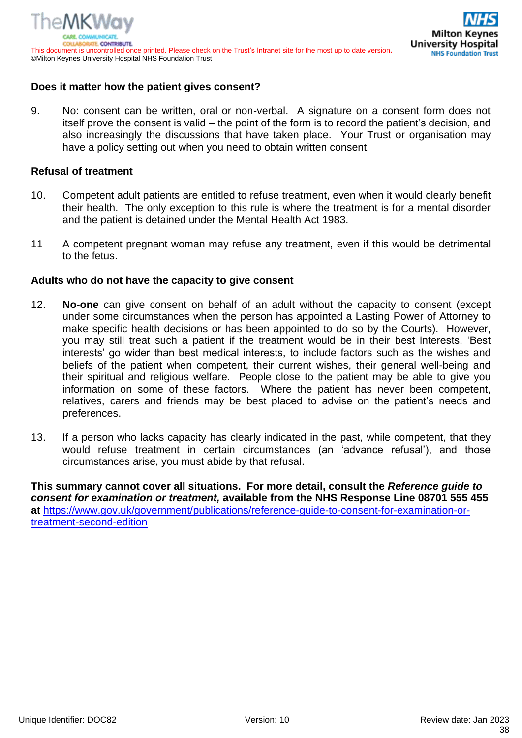**Does it matter how the patient gives consent?**

9. No: consent can be written, oral or non-verbal. A signature on a consent form does not itself prove the consent is valid – the point of the form is to record the patient's decision, and also increasingly the discussions that have taken place. Your Trust or organisation may have a policy setting out when you need to obtain written consent.

**Refusal of treatment**

10. Competent adult patients are entitled to refuse treatment, even when it would clearly benefit their health. The only exception to this rule is where the treatment is for a mental disorder and the patient is detained under the Mental Health Act 1983.

11 A competent pregnant woman may refuse any treatment, even if this would be detrimental to the fetus.

**Adults who do not have the capacity to give consent**

12. **No-one** can give consent on behalf of an adult without the capacity to consent (except under some circumstances when the person has appointed a Lasting Power of Attorney to make specific health decisions or has been appointed to do so by the Courts). However, you may still treat such a patient if the treatment would be in their best interests. 'Best interests' go wider than best medical interests, to include factors such as the wishes and beliefs of the patient when competent, their current wishes, their general well-being and their spiritual and religious welfare. People close to the patient may be able to give you information on some of these factors. Where the patient has never been competent, relatives, carers and friends may be best placed to advise on the patient's needs and preferences.

13. If a person who lacks capacity has clearly indicated in the past, while competent, that they would refuse treatment in certain circumstances (an 'advance refusal'), and those circumstances arise, you must abide by that refusal.

**This summary cannot cover all situations. For more detail, consult the *Reference guide to consent for examination or treatment,* available from the NHS Response Line 08701 555 455 at** https://www.gov.uk/government/publications/reference-guide-to-consent-for-examination-or-treatment-second-edition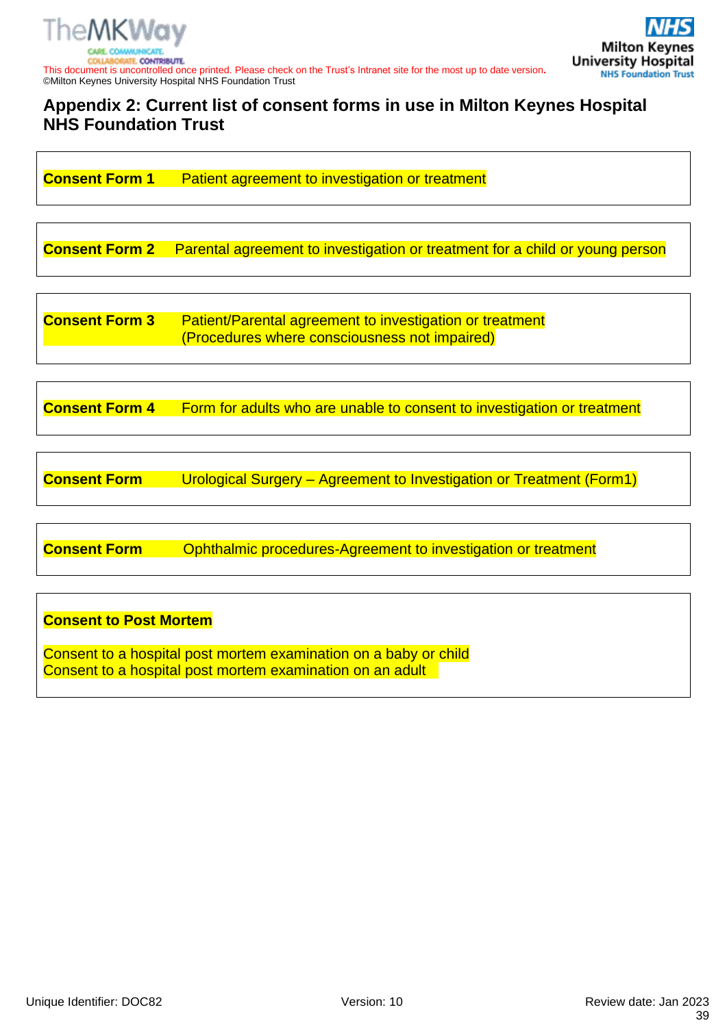## Appendix 2: Current list of consent forms in use in Milton Keynes Hospital NHS Foundation Trust

| | |
|---|---|
| **Consent Form 1** | Patient agreement to investigation or treatment |
| **Consent Form 2** | Parental agreement to investigation or treatment for a child or young person |
| **Consent Form 3** | Patient/Parental agreement to investigation or treatment (Procedures where consciousness not impaired) |
| **Consent Form 4** | Form for adults who are unable to consent to investigation or treatment |
| **Consent Form** | Urological Surgery – Agreement to Investigation or Treatment (Form1) |
| **Consent Form** | Ophthalmic procedures-Agreement to investigation or treatment |

**Consent to Post Mortem**

Consent to a hospital post mortem examination on a baby or child
Consent to a hospital post mortem examination on an adult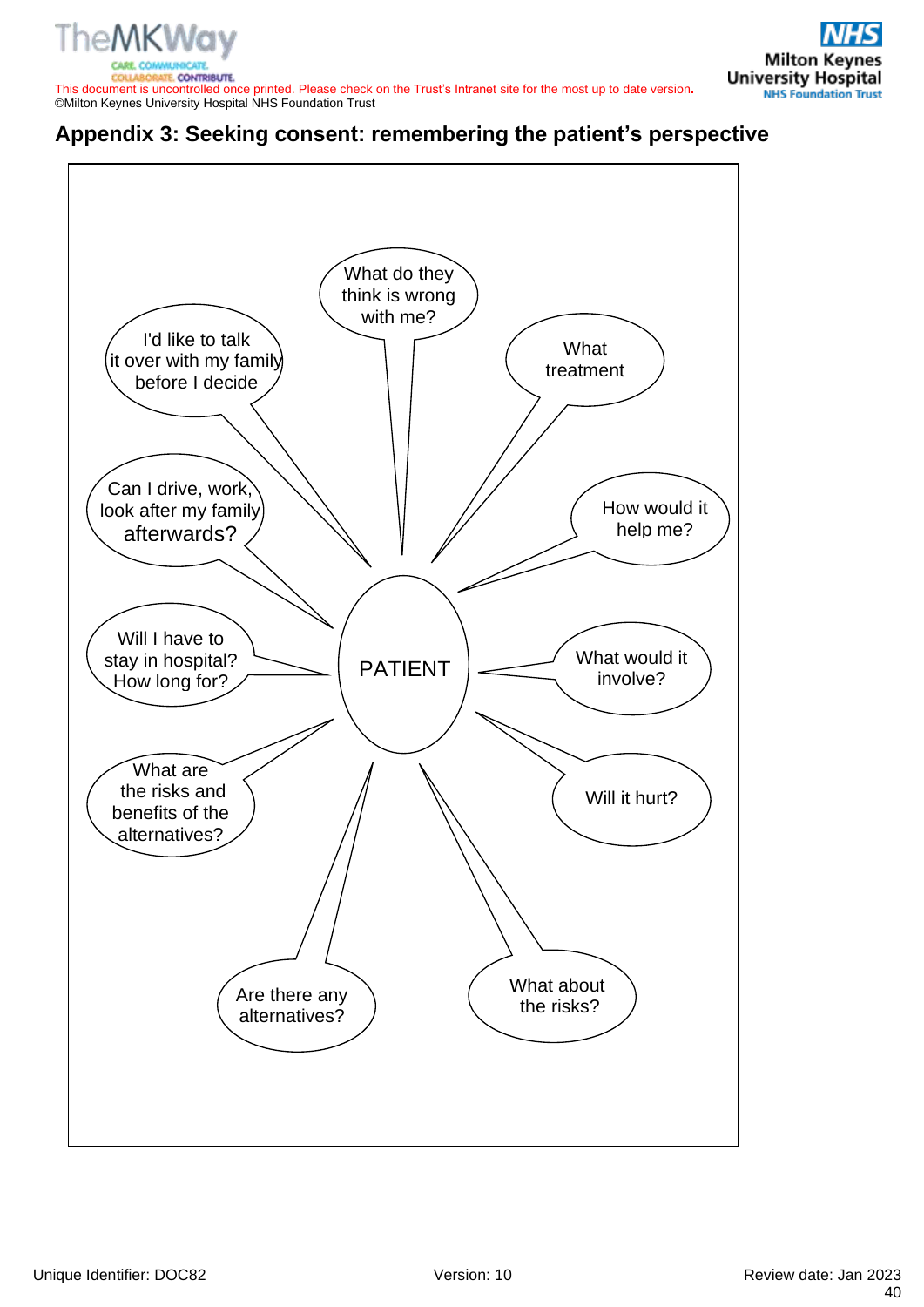## Appendix 3: Seeking consent: remembering the patient's perspective

PATIENT

- What do they think is wrong with me?
- What treatment
- How would it help me?
- What would it involve?
- Will it hurt?
- What about the risks?
- Are there any alternatives?
- What are the risks and benefits of the alternatives?
- Will I have to stay in hospital? How long for?
- Can I drive, work, look after my family afterwards?
- I'd like to talk it over with my family before I decide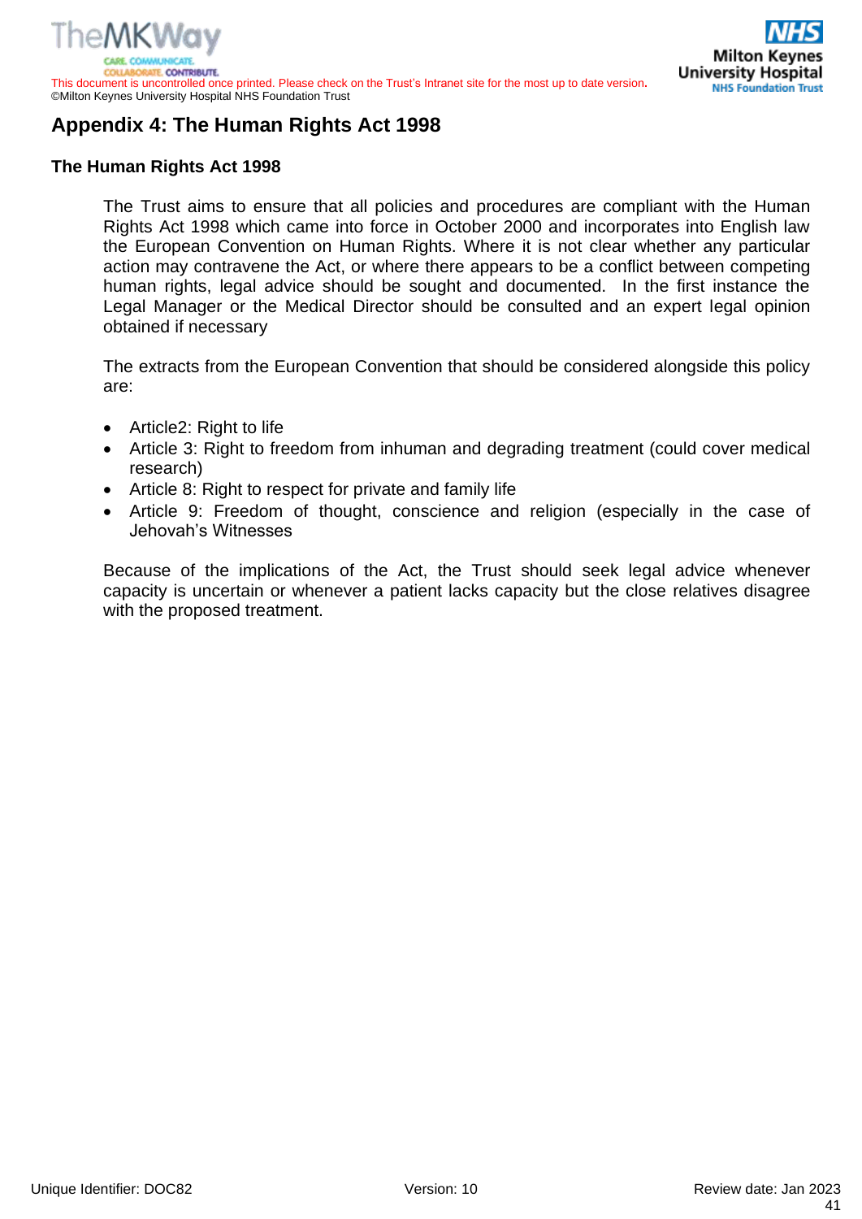# Appendix 4: The Human Rights Act 1998

## The Human Rights Act 1998

The Trust aims to ensure that all policies and procedures are compliant with the Human Rights Act 1998 which came into force in October 2000 and incorporates into English law the European Convention on Human Rights. Where it is not clear whether any particular action may contravene the Act, or where there appears to be a conflict between competing human rights, legal advice should be sought and documented. In the first instance the Legal Manager or the Medical Director should be consulted and an expert legal opinion obtained if necessary

The extracts from the European Convention that should be considered alongside this policy are:

- Article2: Right to life
- Article 3: Right to freedom from inhuman and degrading treatment (could cover medical research)
- Article 8: Right to respect for private and family life
- Article 9: Freedom of thought, conscience and religion (especially in the case of Jehovah's Witnesses

Because of the implications of the Act, the Trust should seek legal advice whenever capacity is uncertain or whenever a patient lacks capacity but the close relatives disagree with the proposed treatment.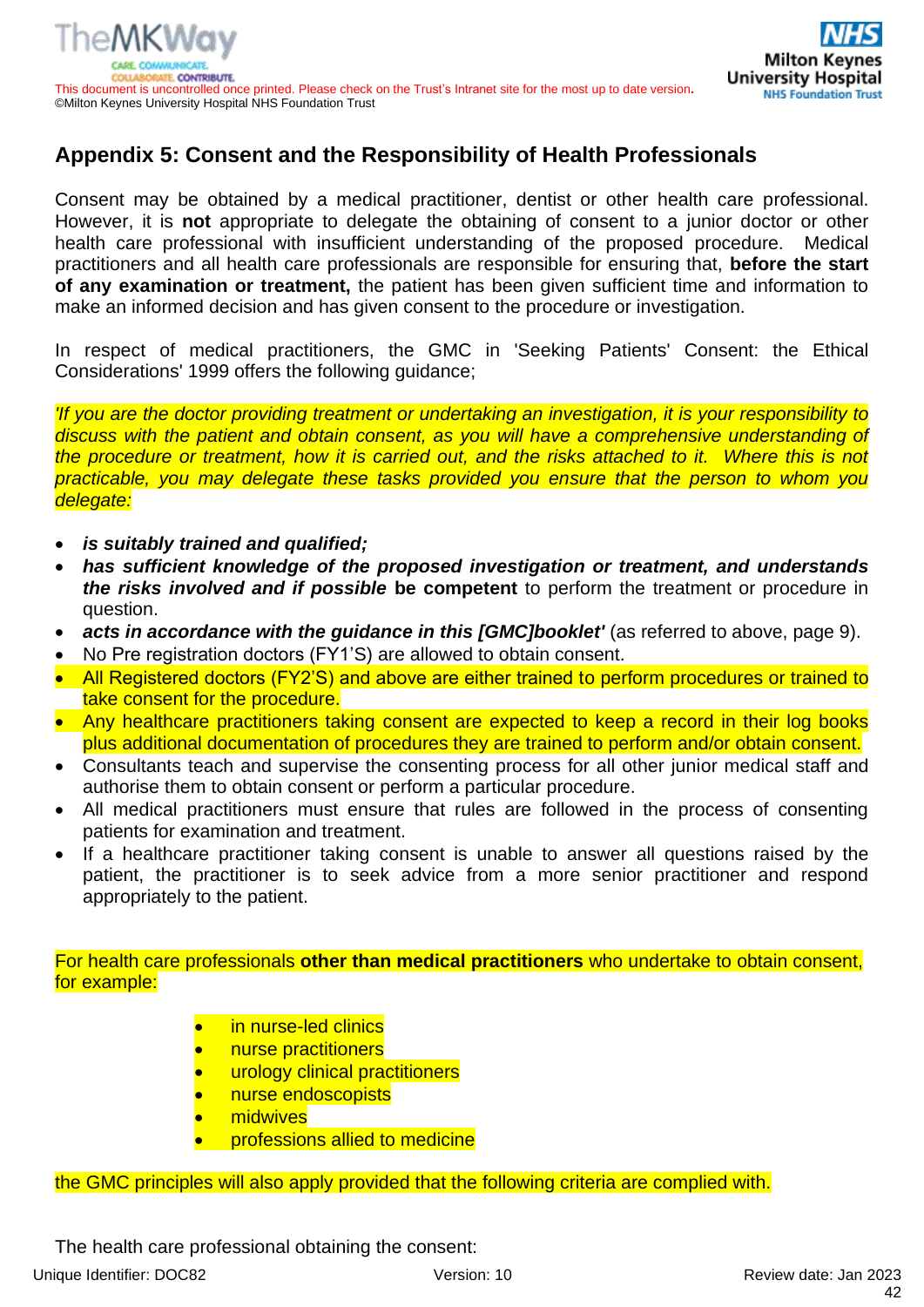## Appendix 5: Consent and the Responsibility of Health Professionals

Consent may be obtained by a medical practitioner, dentist or other health care professional. However, it is **not** appropriate to delegate the obtaining of consent to a junior doctor or other health care professional with insufficient understanding of the proposed procedure. Medical practitioners and all health care professionals are responsible for ensuring that, **before the start of any examination or treatment,** the patient has been given sufficient time and information to make an informed decision and has given consent to the procedure or investigation.

In respect of medical practitioners, the GMC in 'Seeking Patients' Consent: the Ethical Considerations' 1999 offers the following guidance;

*'If you are the doctor providing treatment or undertaking an investigation, it is your responsibility to discuss with the patient and obtain consent, as you will have a comprehensive understanding of the procedure or treatment, how it is carried out, and the risks attached to it. Where this is not practicable, you may delegate these tasks provided you ensure that the person to whom you delegate:*

- ***is suitably trained and qualified;***
- ***has sufficient knowledge of the proposed investigation or treatment, and understands the risks involved and if possible* be competent** to perform the treatment or procedure in question.
- ***acts in accordance with the guidance in this [GMC]booklet'*** (as referred to above, page 9).
- No Pre registration doctors (FY1'S) are allowed to obtain consent.
- All Registered doctors (FY2'S) and above are either trained to perform procedures or trained to take consent for the procedure.
- Any healthcare practitioners taking consent are expected to keep a record in their log books plus additional documentation of procedures they are trained to perform and/or obtain consent.
- Consultants teach and supervise the consenting process for all other junior medical staff and authorise them to obtain consent or perform a particular procedure.
- All medical practitioners must ensure that rules are followed in the process of consenting patients for examination and treatment.
- If a healthcare practitioner taking consent is unable to answer all questions raised by the patient, the practitioner is to seek advice from a more senior practitioner and respond appropriately to the patient.

For health care professionals **other than medical practitioners** who undertake to obtain consent, for example:

- in nurse-led clinics
- nurse practitioners
- urology clinical practitioners
- nurse endoscopists
- midwives
- professions allied to medicine

the GMC principles will also apply provided that the following criteria are complied with.

The health care professional obtaining the consent: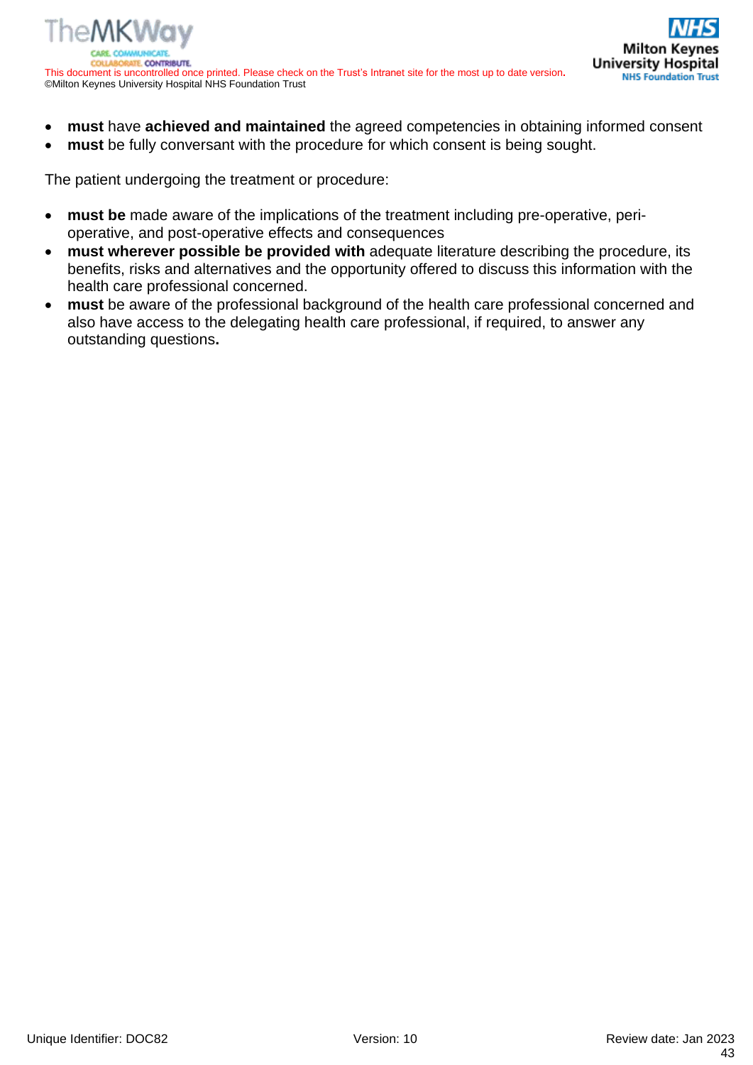- **must** have **achieved and maintained** the agreed competencies in obtaining informed consent
- **must** be fully conversant with the procedure for which consent is being sought.

The patient undergoing the treatment or procedure:

- **must be** made aware of the implications of the treatment including pre-operative, peri-operative, and post-operative effects and consequences
- **must wherever possible be provided with** adequate literature describing the procedure, its benefits, risks and alternatives and the opportunity offered to discuss this information with the health care professional concerned.
- **must** be aware of the professional background of the health care professional concerned and also have access to the delegating health care professional, if required, to answer any outstanding questions**.**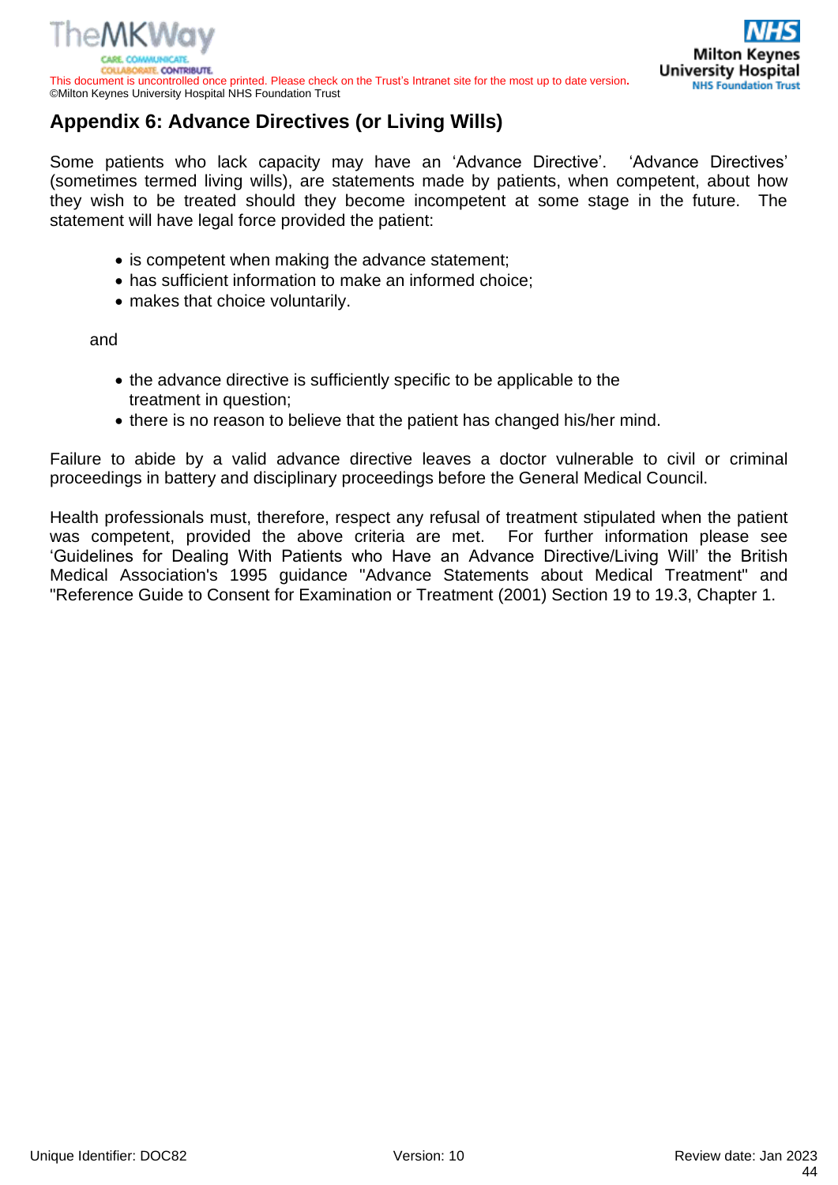## Appendix 6: Advance Directives (or Living Wills)

Some patients who lack capacity may have an 'Advance Directive'. 'Advance Directives' (sometimes termed living wills), are statements made by patients, when competent, about how they wish to be treated should they become incompetent at some stage in the future. The statement will have legal force provided the patient:

- is competent when making the advance statement;
- has sufficient information to make an informed choice;
- makes that choice voluntarily.

and

- the advance directive is sufficiently specific to be applicable to the treatment in question;
- there is no reason to believe that the patient has changed his/her mind.

Failure to abide by a valid advance directive leaves a doctor vulnerable to civil or criminal proceedings in battery and disciplinary proceedings before the General Medical Council.

Health professionals must, therefore, respect any refusal of treatment stipulated when the patient was competent, provided the above criteria are met. For further information please see 'Guidelines for Dealing With Patients who Have an Advance Directive/Living Will' the British Medical Association's 1995 guidance "Advance Statements about Medical Treatment" and "Reference Guide to Consent for Examination or Treatment (2001) Section 19 to 19.3, Chapter 1.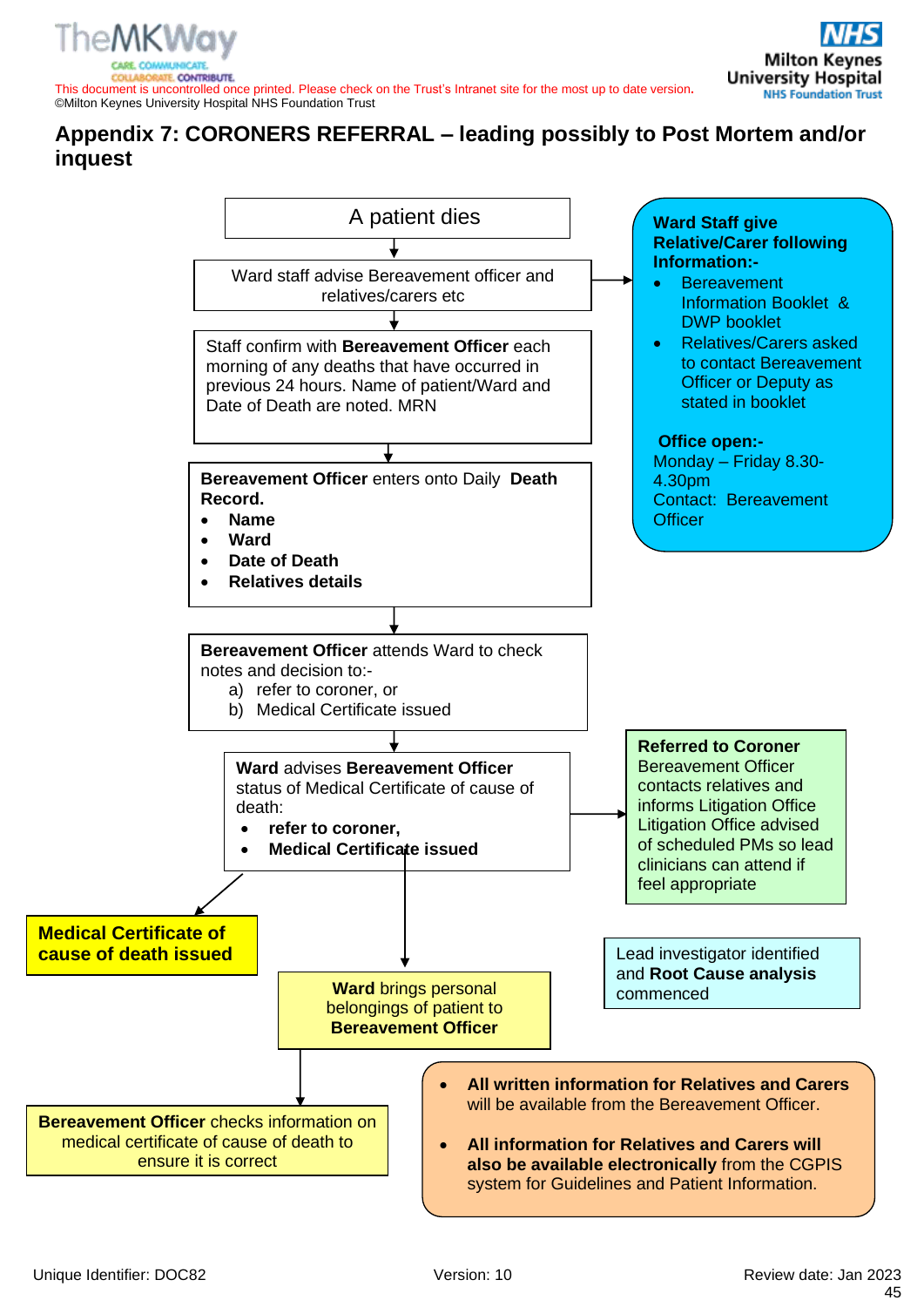# Appendix 7: CORONERS REFERRAL – leading possibly to Post Mortem and/or inquest

A patient dies

Ward staff advise Bereavement officer and relatives/carers etc

Staff confirm with **Bereavement Officer** each morning of any deaths that have occurred in previous 24 hours. Name of patient/Ward and Date of Death are noted. MRN

**Bereavement Officer** enters onto Daily **Death Record.**

- **Name**
- **Ward**
- **Date of Death**
- **Relatives details**

**Bereavement Officer** attends Ward to check notes and decision to:-

a) refer to coroner, or
b) Medical Certificate issued

**Ward** advises **Bereavement Officer** status of Medical Certificate of cause of death:

- **refer to coroner,**
- **Medical Certificate issued**

**Medical Certificate of cause of death issued**

**Ward** brings personal belongings of patient to **Bereavement Officer**

**Bereavement Officer** checks information on medical certificate of cause of death to ensure it is correct

**Ward Staff give Relative/Carer following Information:-**

- Bereavement Information Booklet & DWP booklet
- Relatives/Carers asked to contact Bereavement Officer or Deputy as stated in booklet

**Office open:-**
Monday – Friday 8.30-4.30pm
Contact: Bereavement Officer

**Referred to Coroner**
Bereavement Officer contacts relatives and informs Litigation Office
Litigation Office advised of scheduled PMs so lead clinicians can attend if feel appropriate

Lead investigator identified and **Root Cause analysis** commenced

- **All written information for Relatives and Carers** will be available from the Bereavement Officer.
- **All information for Relatives and Carers will also be available electronically** from the CGPIS system for Guidelines and Patient Information.